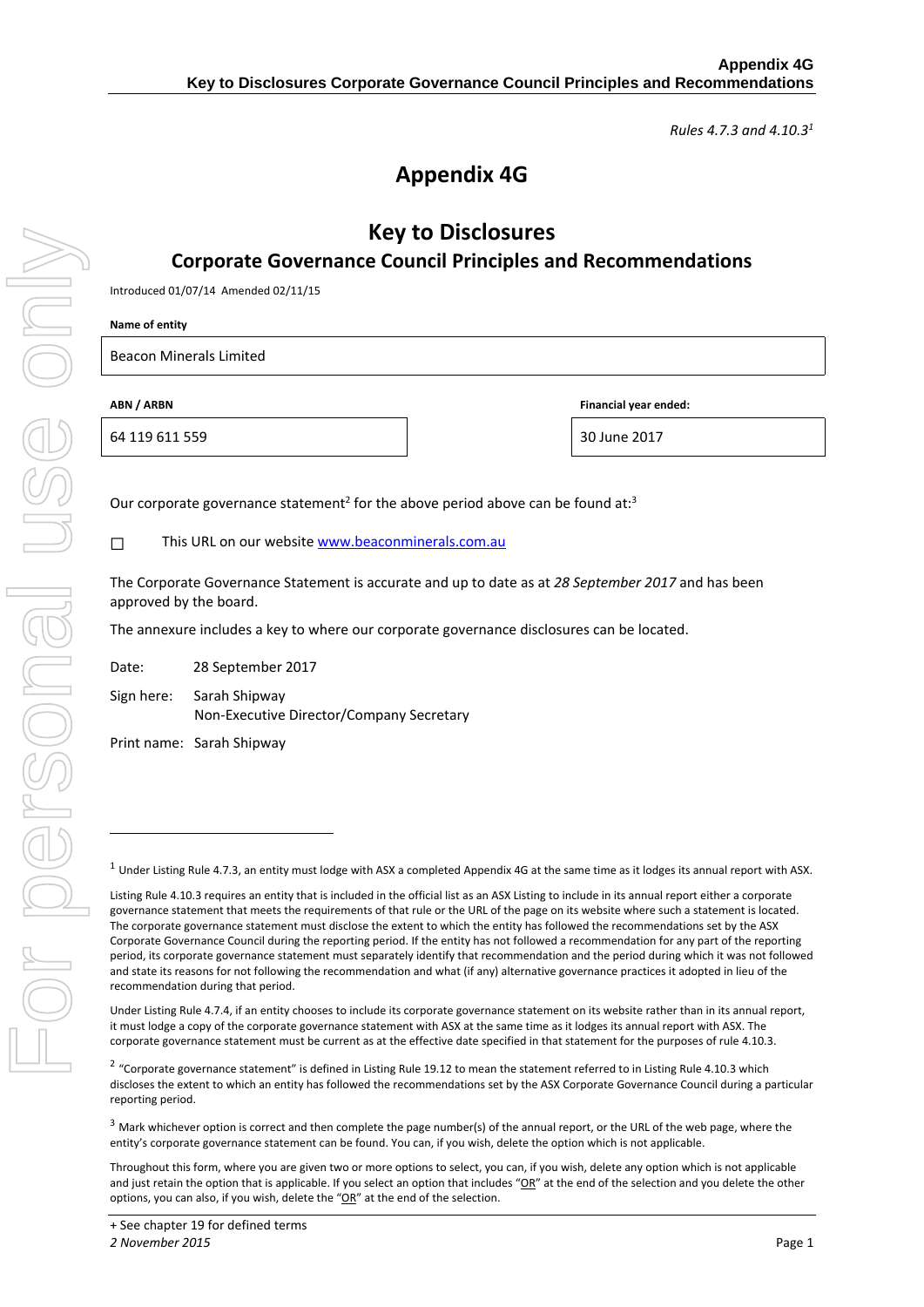*Rules 4.7.3 and 4.10.3*[1]

# Appendix 4G

## Key to Disclosures

## Corporate Governance Council Principles and Recommendations

Introduced 01/07/14 Amended 02/11/15

**Name of entity**

| Beacon Minerals Limited |
|---|

| **ABN / ARBN** | **Financial year ended:** |
|---|---|
| 64 119 611 559 | 30 June 2017 |

Our corporate governance statement[2] for the above period above can be found at:[3]

☐ This URL on our website www.beaconminerals.com.au

The Corporate Governance Statement is accurate and up to date as at *28 September 2017* and has been approved by the board.

The annexure includes a key to where our corporate governance disclosures can be located.

Date: 28 September 2017

Sign here: Sarah Shipway
Non-Executive Director/Company Secretary

Print name: Sarah Shipway

---

[1] Under Listing Rule 4.7.3, an entity must lodge with ASX a completed Appendix 4G at the same time as it lodges its annual report with ASX.

Listing Rule 4.10.3 requires an entity that is included in the official list as an ASX Listing to include in its annual report either a corporate governance statement that meets the requirements of that rule or the URL of the page on its website where such a statement is located. The corporate governance statement must disclose the extent to which the entity has followed the recommendations set by the ASX Corporate Governance Council during the reporting period. If the entity has not followed a recommendation for any part of the reporting period, its corporate governance statement must separately identify that recommendation and the period during which it was not followed and state its reasons for not following the recommendation and what (if any) alternative governance practices it adopted in lieu of the recommendation during that period.

Under Listing Rule 4.7.4, if an entity chooses to include its corporate governance statement on its website rather than in its annual report, it must lodge a copy of the corporate governance statement with ASX at the same time as it lodges its annual report with ASX. The corporate governance statement must be current as at the effective date specified in that statement for the purposes of rule 4.10.3.

[2] "Corporate governance statement" is defined in Listing Rule 19.12 to mean the statement referred to in Listing Rule 4.10.3 which discloses the extent to which an entity has followed the recommendations set by the ASX Corporate Governance Council during a particular reporting period.

[3] Mark whichever option is correct and then complete the page number(s) of the annual report, or the URL of the web page, where the entity's corporate governance statement can be found. You can, if you wish, delete the option which is not applicable.

Throughout this form, where you are given two or more options to select, you can, if you wish, delete any option which is not applicable and just retain the option that is applicable. If you select an option that includes "OR" at the end of the selection and you delete the other options, you can also, if you wish, delete the "OR" at the end of the selection.

+ See chapter 19 for defined terms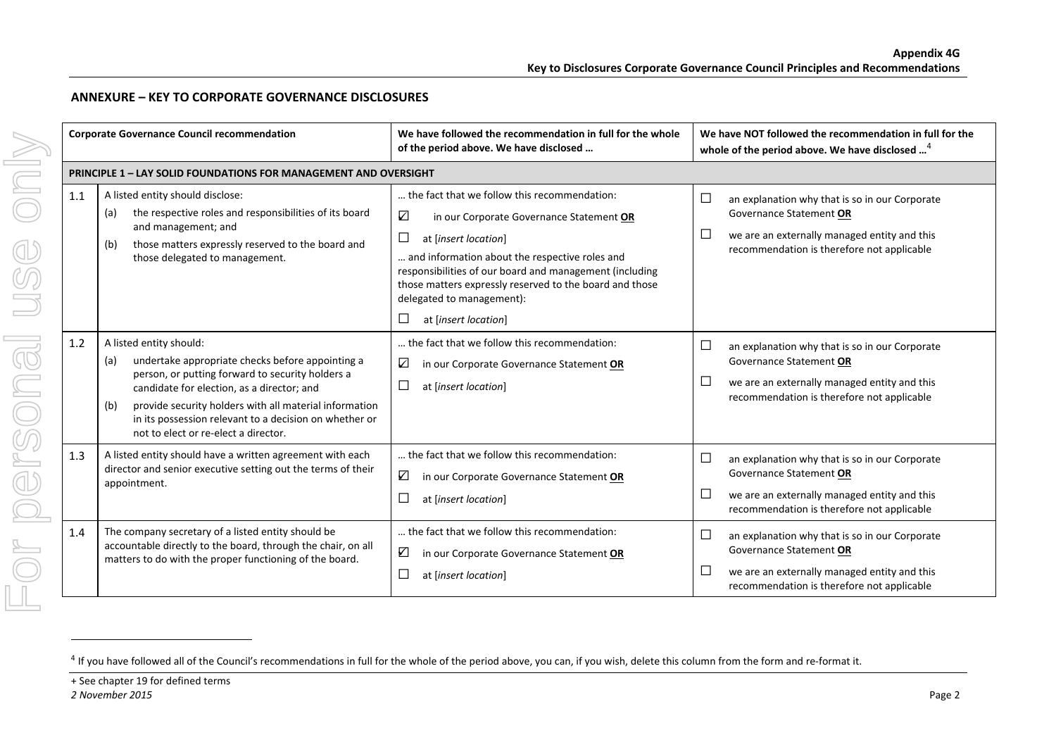## ANNEXURE – KEY TO CORPORATE GOVERNANCE DISCLOSURES

| | Corporate Governance Council recommendation | We have followed the recommendation in full for the whole of the period above. We have disclosed … | We have NOT followed the recommendation in full for the whole of the period above. We have disclosed …[4] |
|---|---|---|---|
| **PRINCIPLE 1 – LAY SOLID FOUNDATIONS FOR MANAGEMENT AND OVERSIGHT** | | | |
| 1.1 | A listed entity should disclose:<br>(a) the respective roles and responsibilities of its board and management; and<br>(b) those matters expressly reserved to the board and those delegated to management. | … the fact that we follow this recommendation:<br>☑ in our Corporate Governance Statement **OR**<br>☐ at [*insert location*]<br>… and information about the respective roles and responsibilities of our board and management (including those matters expressly reserved to the board and those delegated to management):<br>☐ at [*insert location*] | ☐ an explanation why that is so in our Corporate Governance Statement **OR**<br>☐ we are an externally managed entity and this recommendation is therefore not applicable |
| 1.2 | A listed entity should:<br>(a) undertake appropriate checks before appointing a person, or putting forward to security holders a candidate for election, as a director; and<br>(b) provide security holders with all material information in its possession relevant to a decision on whether or not to elect or re-elect a director. | … the fact that we follow this recommendation:<br>☑ in our Corporate Governance Statement **OR**<br>☐ at [*insert location*] | ☐ an explanation why that is so in our Corporate Governance Statement **OR**<br>☐ we are an externally managed entity and this recommendation is therefore not applicable |
| 1.3 | A listed entity should have a written agreement with each director and senior executive setting out the terms of their appointment. | … the fact that we follow this recommendation:<br>☑ in our Corporate Governance Statement **OR**<br>☐ at [*insert location*] | ☐ an explanation why that is so in our Corporate Governance Statement **OR**<br>☐ we are an externally managed entity and this recommendation is therefore not applicable |
| 1.4 | The company secretary of a listed entity should be accountable directly to the board, through the chair, on all matters to do with the proper functioning of the board. | … the fact that we follow this recommendation:<br>☑ in our Corporate Governance Statement **OR**<br>☐ at [*insert location*] | ☐ an explanation why that is so in our Corporate Governance Statement **OR**<br>☐ we are an externally managed entity and this recommendation is therefore not applicable |

[4] If you have followed all of the Council's recommendations in full for the whole of the period above, you can, if you wish, delete this column from the form and re-format it.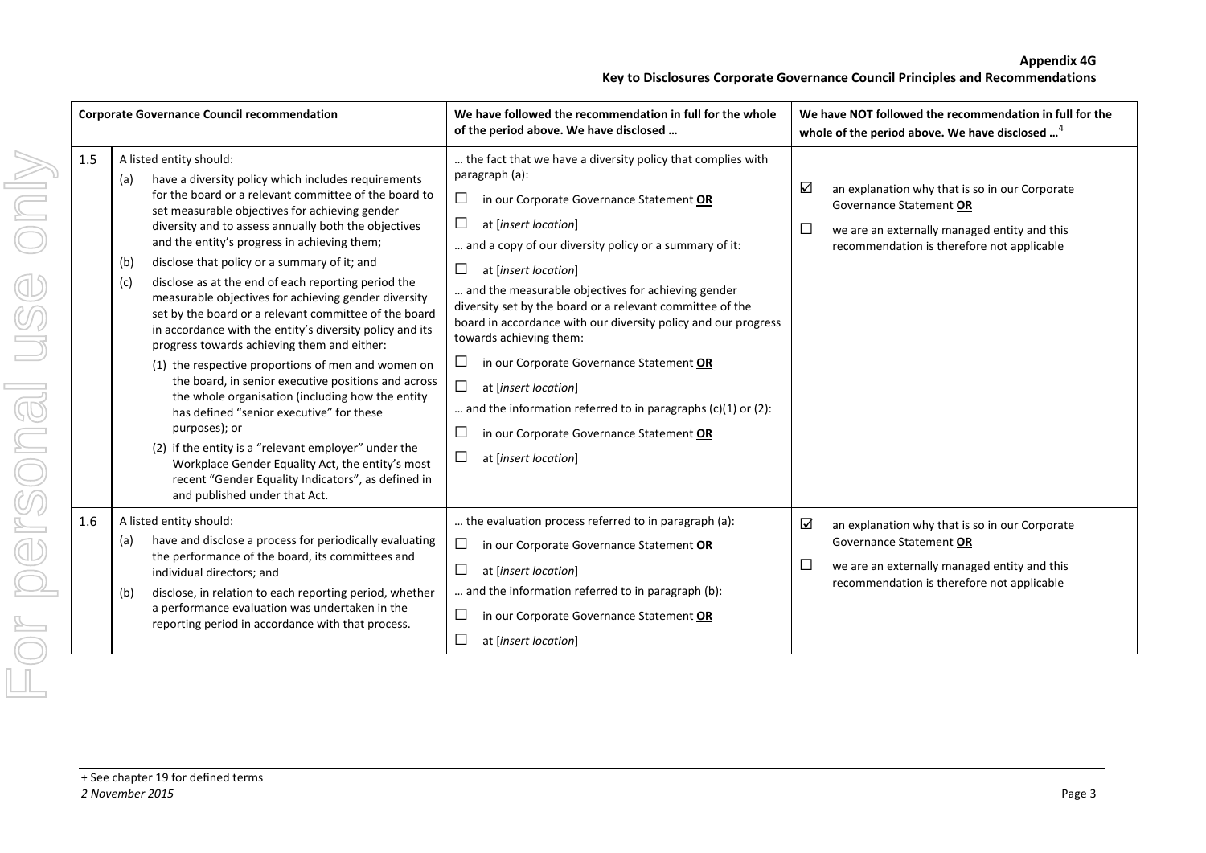| Corporate Governance Council recommendation | | We have followed the recommendation in full for the whole of the period above. We have disclosed … | We have NOT followed the recommendation in full for the whole of the period above. We have disclosed …[4] |
|---|---|---|---|
| 1.5 | A listed entity should:<br>(a) have a diversity policy which includes requirements for the board or a relevant committee of the board to set measurable objectives for achieving gender diversity and to assess annually both the objectives and the entity's progress in achieving them;<br>(b) disclose that policy or a summary of it; and<br>(c) disclose as at the end of each reporting period the measurable objectives for achieving gender diversity set by the board or a relevant committee of the board in accordance with the entity's diversity policy and its progress towards achieving them and either:<br>(1) the respective proportions of men and women on the board, in senior executive positions and across the whole organisation (including how the entity has defined "senior executive" for these purposes); or<br>(2) if the entity is a "relevant employer" under the Workplace Gender Equality Act, the entity's most recent "Gender Equality Indicators", as defined in and published under that Act. | … the fact that we have a diversity policy that complies with paragraph (a):<br>☐ in our Corporate Governance Statement **OR**<br>☐ at [*insert location*]<br>… and a copy of our diversity policy or a summary of it:<br>☐ at [*insert location*]<br>… and the measurable objectives for achieving gender diversity set by the board or a relevant committee of the board in accordance with our diversity policy and our progress towards achieving them:<br>☐ in our Corporate Governance Statement **OR**<br>☐ at [*insert location*]<br>… and the information referred to in paragraphs (c)(1) or (2):<br>☐ in our Corporate Governance Statement **OR**<br>☐ at [*insert location*] | ☑ an explanation why that is so in our Corporate Governance Statement **OR**<br>☐ we are an externally managed entity and this recommendation is therefore not applicable |
| 1.6 | A listed entity should:<br>(a) have and disclose a process for periodically evaluating the performance of the board, its committees and individual directors; and<br>(b) disclose, in relation to each reporting period, whether a performance evaluation was undertaken in the reporting period in accordance with that process. | … the evaluation process referred to in paragraph (a):<br>☐ in our Corporate Governance Statement **OR**<br>☐ at [*insert location*]<br>… and the information referred to in paragraph (b):<br>☐ in our Corporate Governance Statement **OR**<br>☐ at [*insert location*] | ☑ an explanation why that is so in our Corporate Governance Statement **OR**<br>☐ we are an externally managed entity and this recommendation is therefore not applicable |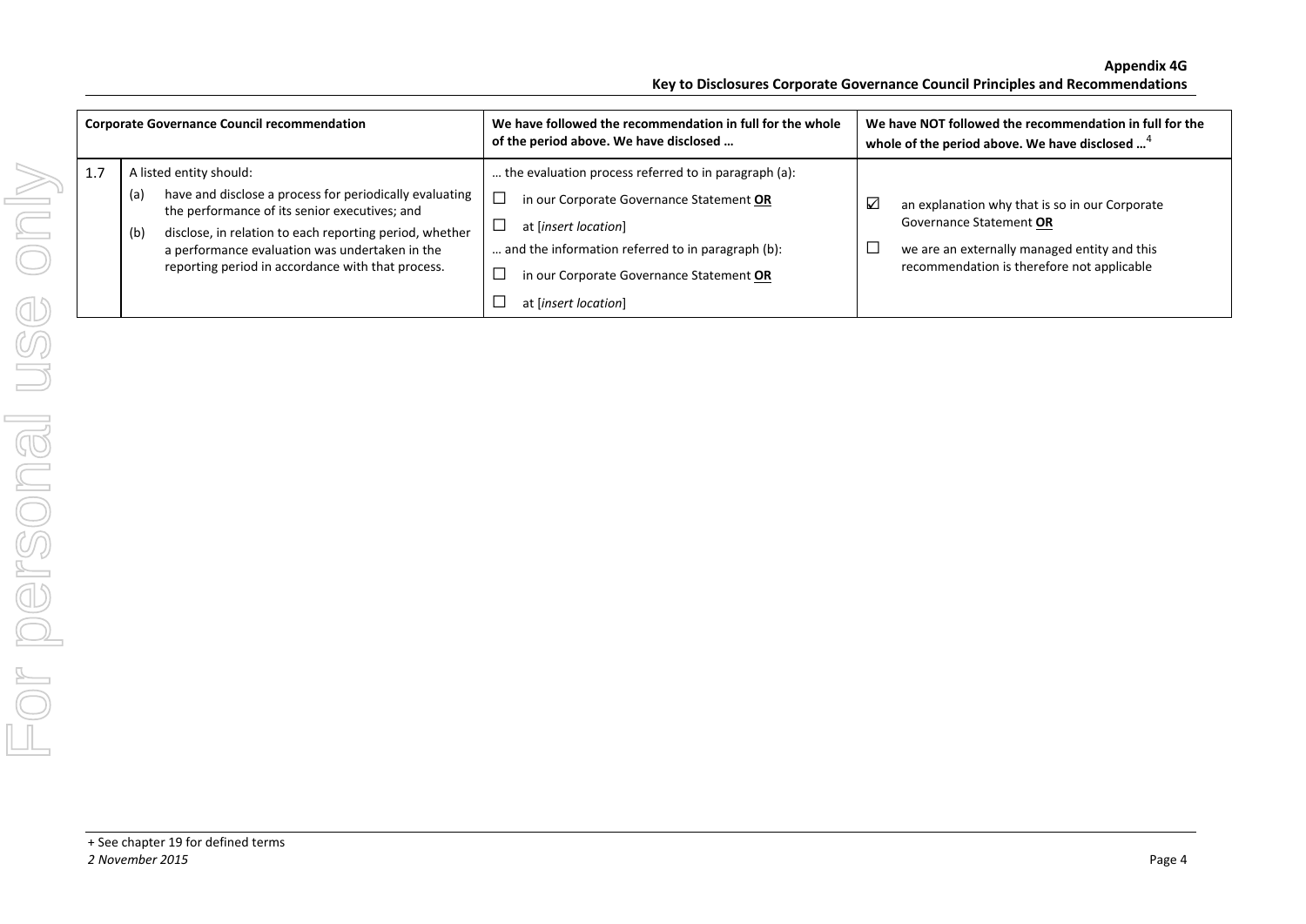| Corporate Governance Council recommendation | | We have followed the recommendation in full for the whole of the period above. We have disclosed … | We have NOT followed the recommendation in full for the whole of the period above. We have disclosed …[4] |
|---|---|---|---|
| 1.7 | A listed entity should:<br>(a) have and disclose a process for periodically evaluating the performance of its senior executives; and<br>(b) disclose, in relation to each reporting period, whether a performance evaluation was undertaken in the reporting period in accordance with that process. | … the evaluation process referred to in paragraph (a):<br>☐ in our Corporate Governance Statement **OR**<br>☐ at [*insert location*]<br>… and the information referred to in paragraph (b):<br>☐ in our Corporate Governance Statement **OR**<br>☐ at [*insert location*] | ☑ an explanation why that is so in our Corporate Governance Statement **OR**<br>☐ we are an externally managed entity and this recommendation is therefore not applicable |

+ See chapter 19 for defined terms
*2 November 2015*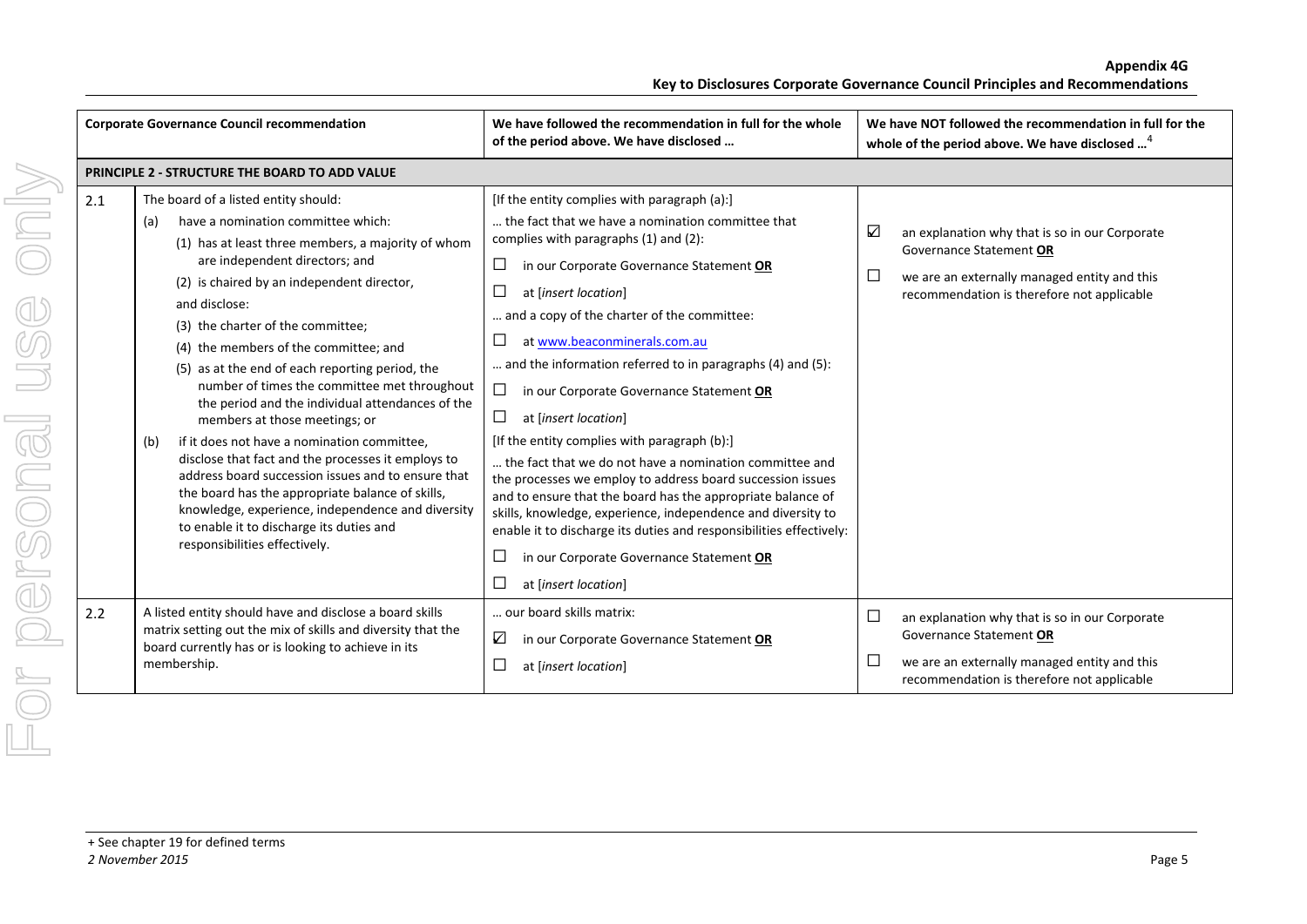| | Corporate Governance Council recommendation | We have followed the recommendation in full for the whole of the period above. We have disclosed … | We have NOT followed the recommendation in full for the whole of the period above. We have disclosed …[4] |
|---|---|---|---|
| **PRINCIPLE 2 - STRUCTURE THE BOARD TO ADD VALUE** | | | |
| 2.1 | The board of a listed entity should:<br>(a) have a nomination committee which:<br>(1) has at least three members, a majority of whom are independent directors; and<br>(2) is chaired by an independent director,<br>and disclose:<br>(3) the charter of the committee;<br>(4) the members of the committee; and<br>(5) as at the end of each reporting period, the number of times the committee met throughout the period and the individual attendances of the members at those meetings; or<br>(b) if it does not have a nomination committee, disclose that fact and the processes it employs to address board succession issues and to ensure that the board has the appropriate balance of skills, knowledge, experience, independence and diversity to enable it to discharge its duties and responsibilities effectively. | [If the entity complies with paragraph (a):]<br>… the fact that we have a nomination committee that complies with paragraphs (1) and (2):<br>☐ in our Corporate Governance Statement **OR**<br>☐ at [*insert location*]<br>… and a copy of the charter of the committee:<br>☐ at www.beaconminerals.com.au<br>… and the information referred to in paragraphs (4) and (5):<br>☐ in our Corporate Governance Statement **OR**<br>☐ at [*insert location*]<br>[If the entity complies with paragraph (b):]<br>… the fact that we do not have a nomination committee and the processes we employ to address board succession issues and to ensure that the board has the appropriate balance of skills, knowledge, experience, independence and diversity to enable it to discharge its duties and responsibilities effectively:<br>☐ in our Corporate Governance Statement **OR**<br>☐ at [*insert location*] | ☑ an explanation why that is so in our Corporate Governance Statement **OR**<br>☐ we are an externally managed entity and this recommendation is therefore not applicable |
| 2.2 | A listed entity should have and disclose a board skills matrix setting out the mix of skills and diversity that the board currently has or is looking to achieve in its membership. | … our board skills matrix:<br>☑ in our Corporate Governance Statement **OR**<br>☐ at [*insert location*] | ☐ an explanation why that is so in our Corporate Governance Statement **OR**<br>☐ we are an externally managed entity and this recommendation is therefore not applicable |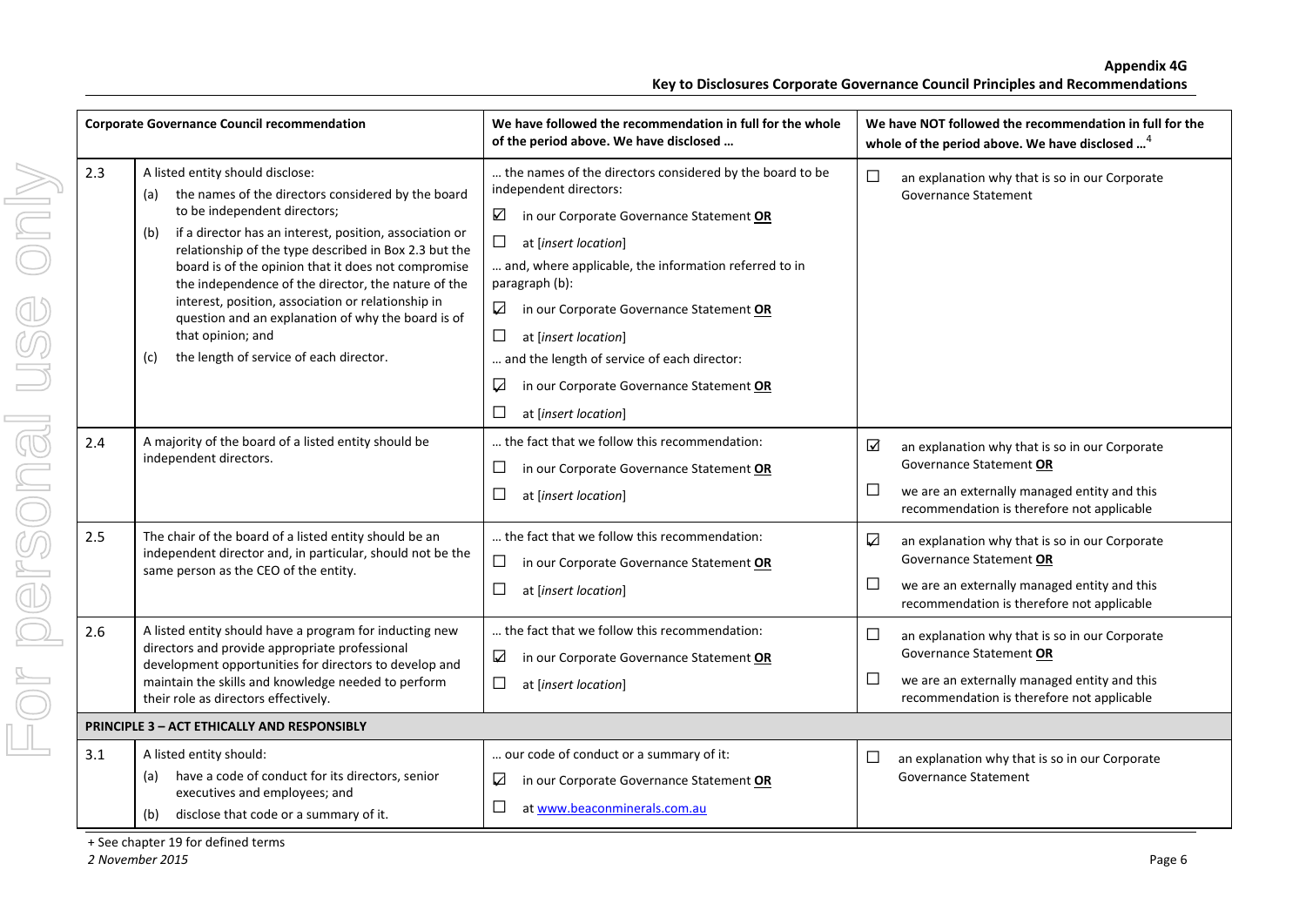| Corporate Governance Council recommendation | | We have followed the recommendation in full for the whole of the period above. We have disclosed … | We have NOT followed the recommendation in full for the whole of the period above. We have disclosed …[4] |
|---|---|---|---|
| 2.3 | A listed entity should disclose:<br>(a) the names of the directors considered by the board to be independent directors;<br>(b) if a director has an interest, position, association or relationship of the type described in Box 2.3 but the board is of the opinion that it does not compromise the independence of the director, the nature of the interest, position, association or relationship in question and an explanation of why the board is of that opinion; and<br>(c) the length of service of each director. | … the names of the directors considered by the board to be independent directors:<br>☑ in our Corporate Governance Statement **OR**<br>☐ at [*insert location*]<br>… and, where applicable, the information referred to in paragraph (b):<br>☑ in our Corporate Governance Statement **OR**<br>☐ at [*insert location*]<br>… and the length of service of each director:<br>☑ in our Corporate Governance Statement **OR**<br>☐ at [*insert location*] | ☐ an explanation why that is so in our Corporate Governance Statement |
| 2.4 | A majority of the board of a listed entity should be independent directors. | … the fact that we follow this recommendation:<br>☐ in our Corporate Governance Statement **OR**<br>☐ at [*insert location*] | ☑ an explanation why that is so in our Corporate Governance Statement **OR**<br>☐ we are an externally managed entity and this recommendation is therefore not applicable |
| 2.5 | The chair of the board of a listed entity should be an independent director and, in particular, should not be the same person as the CEO of the entity. | … the fact that we follow this recommendation:<br>☐ in our Corporate Governance Statement **OR**<br>☐ at [*insert location*] | ☑ an explanation why that is so in our Corporate Governance Statement **OR**<br>☐ we are an externally managed entity and this recommendation is therefore not applicable |
| 2.6 | A listed entity should have a program for inducting new directors and provide appropriate professional development opportunities for directors to develop and maintain the skills and knowledge needed to perform their role as directors effectively. | … the fact that we follow this recommendation:<br>☑ in our Corporate Governance Statement **OR**<br>☐ at [*insert location*] | ☐ an explanation why that is so in our Corporate Governance Statement **OR**<br>☐ we are an externally managed entity and this recommendation is therefore not applicable |
| **PRINCIPLE 3 – ACT ETHICALLY AND RESPONSIBLY** | | | |
| 3.1 | A listed entity should:<br>(a) have a code of conduct for its directors, senior executives and employees; and<br>(b) disclose that code or a summary of it. | … our code of conduct or a summary of it:<br>☑ in our Corporate Governance Statement **OR**<br>☐ at www.beaconminerals.com.au | ☐ an explanation why that is so in our Corporate Governance Statement |

+ See chapter 19 for defined terms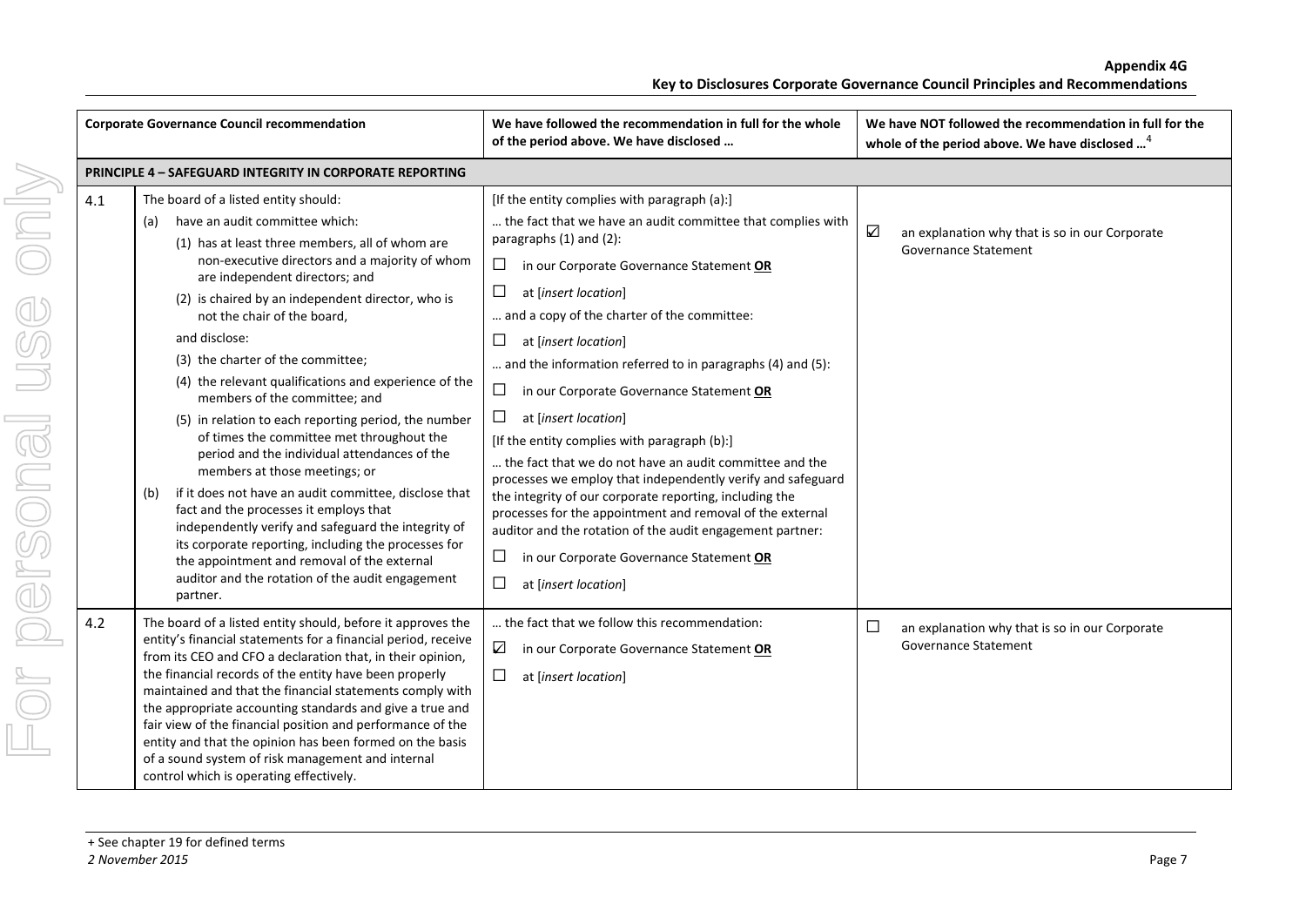| | Corporate Governance Council recommendation | We have followed the recommendation in full for the whole of the period above. We have disclosed … | We have NOT followed the recommendation in full for the whole of the period above. We have disclosed …[4] |
|---|---|---|---|
| **PRINCIPLE 4 – SAFEGUARD INTEGRITY IN CORPORATE REPORTING** | | | |
| 4.1 | The board of a listed entity should:<br>(a) have an audit committee which:<br>(1) has at least three members, all of whom are non-executive directors and a majority of whom are independent directors; and<br>(2) is chaired by an independent director, who is not the chair of the board,<br>and disclose:<br>(3) the charter of the committee;<br>(4) the relevant qualifications and experience of the members of the committee; and<br>(5) in relation to each reporting period, the number of times the committee met throughout the period and the individual attendances of the members at those meetings; or<br>(b) if it does not have an audit committee, disclose that fact and the processes it employs that independently verify and safeguard the integrity of its corporate reporting, including the processes for the appointment and removal of the external auditor and the rotation of the audit engagement partner. | [If the entity complies with paragraph (a):]<br>… the fact that we have an audit committee that complies with paragraphs (1) and (2):<br>☐ in our Corporate Governance Statement **OR**<br>☐ at [*insert location*]<br>… and a copy of the charter of the committee:<br>☐ at [*insert location*]<br>… and the information referred to in paragraphs (4) and (5):<br>☐ in our Corporate Governance Statement **OR**<br>☐ at [*insert location*]<br>[If the entity complies with paragraph (b):]<br>… the fact that we do not have an audit committee and the processes we employ that independently verify and safeguard the integrity of our corporate reporting, including the processes for the appointment and removal of the external auditor and the rotation of the audit engagement partner:<br>☐ in our Corporate Governance Statement **OR**<br>☐ at [*insert location*] | ☑ an explanation why that is so in our Corporate Governance Statement |
| 4.2 | The board of a listed entity should, before it approves the entity's financial statements for a financial period, receive from its CEO and CFO a declaration that, in their opinion, the financial records of the entity have been properly maintained and that the financial statements comply with the appropriate accounting standards and give a true and fair view of the financial position and performance of the entity and that the opinion has been formed on the basis of a sound system of risk management and internal control which is operating effectively. | … the fact that we follow this recommendation:<br>☑ in our Corporate Governance Statement **OR**<br>☐ at [*insert location*] | ☐ an explanation why that is so in our Corporate Governance Statement |

+ See chapter 19 for defined terms
*2 November 2015*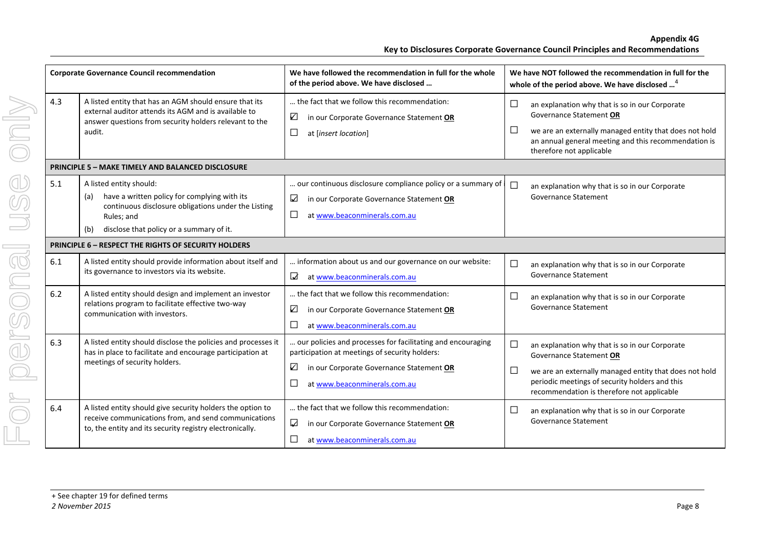| Corporate Governance Council recommendation | | We have followed the recommendation in full for the whole of the period above. We have disclosed … | We have NOT followed the recommendation in full for the whole of the period above. We have disclosed …[4] |
|---|---|---|---|
| 4.3 | A listed entity that has an AGM should ensure that its external auditor attends its AGM and is available to answer questions from security holders relevant to the audit. | … the fact that we follow this recommendation:<br>☑ in our Corporate Governance Statement **OR**<br>☐ at [*insert location*] | ☐ an explanation why that is so in our Corporate Governance Statement **OR**<br>☐ we are an externally managed entity that does not hold an annual general meeting and this recommendation is therefore not applicable |
| **PRINCIPLE 5 – MAKE TIMELY AND BALANCED DISCLOSURE** | | | |
| 5.1 | A listed entity should:<br>(a) have a written policy for complying with its continuous disclosure obligations under the Listing Rules; and<br>(b) disclose that policy or a summary of it. | … our continuous disclosure compliance policy or a summary of it:<br>☑ in our Corporate Governance Statement **OR**<br>☐ at www.beaconminerals.com.au | ☐ an explanation why that is so in our Corporate Governance Statement |
| **PRINCIPLE 6 – RESPECT THE RIGHTS OF SECURITY HOLDERS** | | | |
| 6.1 | A listed entity should provide information about itself and its governance to investors via its website. | … information about us and our governance on our website:<br>☑ at www.beaconminerals.com.au | ☐ an explanation why that is so in our Corporate Governance Statement |
| 6.2 | A listed entity should design and implement an investor relations program to facilitate effective two-way communication with investors. | … the fact that we follow this recommendation:<br>☑ in our Corporate Governance Statement **OR**<br>☐ at www.beaconminerals.com.au | ☐ an explanation why that is so in our Corporate Governance Statement |
| 6.3 | A listed entity should disclose the policies and processes it has in place to facilitate and encourage participation at meetings of security holders. | … our policies and processes for facilitating and encouraging participation at meetings of security holders:<br>☑ in our Corporate Governance Statement **OR**<br>☐ at www.beaconminerals.com.au | ☐ an explanation why that is so in our Corporate Governance Statement **OR**<br>☐ we are an externally managed entity that does not hold periodic meetings of security holders and this recommendation is therefore not applicable |
| 6.4 | A listed entity should give security holders the option to receive communications from, and send communications to, the entity and its security registry electronically. | … the fact that we follow this recommendation:<br>☑ in our Corporate Governance Statement **OR**<br>☐ at www.beaconminerals.com.au | ☐ an explanation why that is so in our Corporate Governance Statement |

+ See chapter 19 for defined terms
*2 November 2015*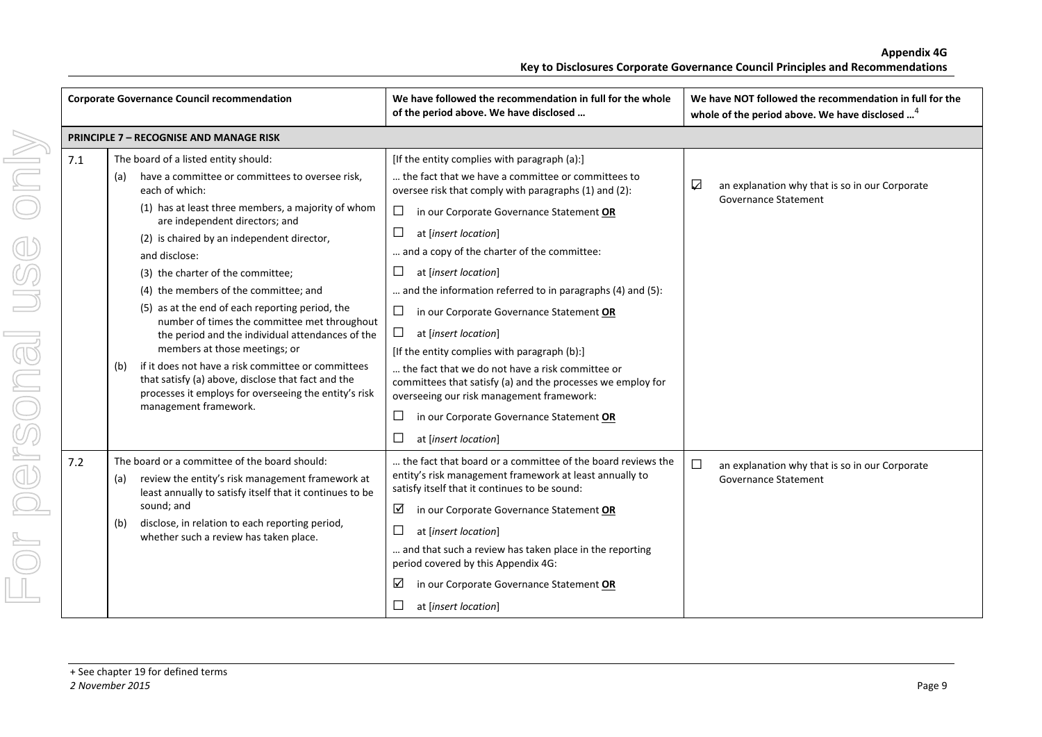| | Corporate Governance Council recommendation | We have followed the recommendation in full for the whole of the period above. We have disclosed … | We have NOT followed the recommendation in full for the whole of the period above. We have disclosed …[4] |
|---|---|---|---|
| **PRINCIPLE 7 – RECOGNISE AND MANAGE RISK** | | | |
| 7.1 | The board of a listed entity should:<br>(a) have a committee or committees to oversee risk, each of which:<br>(1) has at least three members, a majority of whom are independent directors; and<br>(2) is chaired by an independent director,<br>and disclose:<br>(3) the charter of the committee;<br>(4) the members of the committee; and<br>(5) as at the end of each reporting period, the number of times the committee met throughout the period and the individual attendances of the members at those meetings; or<br>(b) if it does not have a risk committee or committees that satisfy (a) above, disclose that fact and the processes it employs for overseeing the entity's risk management framework. | [If the entity complies with paragraph (a):]<br>… the fact that we have a committee or committees to oversee risk that comply with paragraphs (1) and (2):<br>☐ in our Corporate Governance Statement **OR**<br>☐ at [*insert location*]<br>… and a copy of the charter of the committee:<br>☐ at [*insert location*]<br>… and the information referred to in paragraphs (4) and (5):<br>☐ in our Corporate Governance Statement **OR**<br>☐ at [*insert location*]<br>[If the entity complies with paragraph (b):]<br>… the fact that we do not have a risk committee or committees that satisfy (a) and the processes we employ for overseeing our risk management framework:<br>☐ in our Corporate Governance Statement **OR**<br>☐ at [*insert location*] | ☑ an explanation why that is so in our Corporate Governance Statement |
| 7.2 | The board or a committee of the board should:<br>(a) review the entity's risk management framework at least annually to satisfy itself that it continues to be sound; and<br>(b) disclose, in relation to each reporting period, whether such a review has taken place. | … the fact that board or a committee of the board reviews the entity's risk management framework at least annually to satisfy itself that it continues to be sound:<br>☑ in our Corporate Governance Statement **OR**<br>☐ at [*insert location*]<br>… and that such a review has taken place in the reporting period covered by this Appendix 4G:<br>☑ in our Corporate Governance Statement **OR**<br>☐ at [*insert location*] | ☐ an explanation why that is so in our Corporate Governance Statement |

+ See chapter 19 for defined terms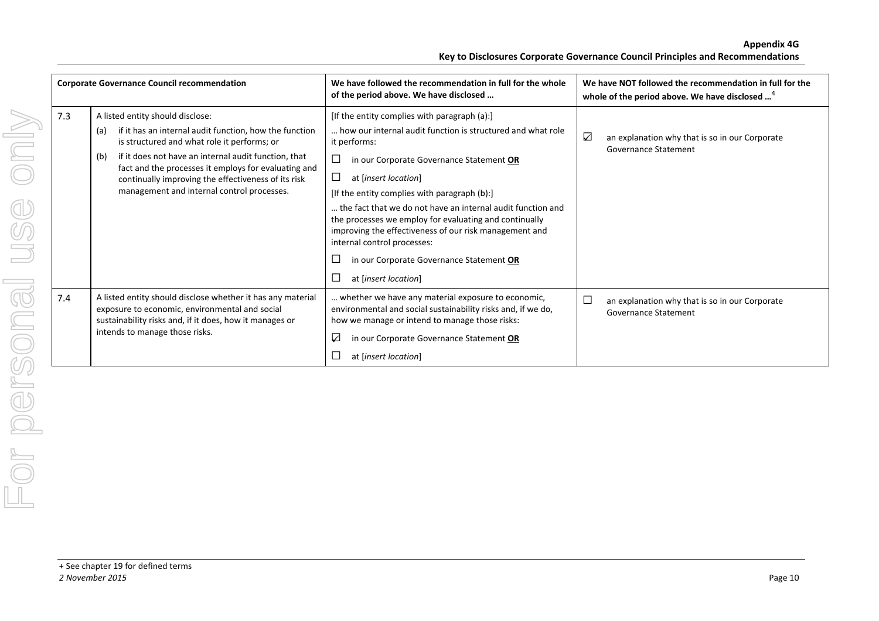| Corporate Governance Council recommendation | | We have followed the recommendation in full for the whole of the period above. We have disclosed … | We have NOT followed the recommendation in full for the whole of the period above. We have disclosed …[4] |
|---|---|---|---|
| 7.3 | A listed entity should disclose:<br>(a) if it has an internal audit function, how the function is structured and what role it performs; or<br>(b) if it does not have an internal audit function, that fact and the processes it employs for evaluating and continually improving the effectiveness of its risk management and internal control processes. | [If the entity complies with paragraph (a):]<br>… how our internal audit function is structured and what role it performs:<br>☐ in our Corporate Governance Statement **OR**<br>☐ at [*insert location*]<br>[If the entity complies with paragraph (b):]<br>… the fact that we do not have an internal audit function and the processes we employ for evaluating and continually improving the effectiveness of our risk management and internal control processes:<br>☐ in our Corporate Governance Statement **OR**<br>☐ at [*insert location*] | ☑ an explanation why that is so in our Corporate Governance Statement |
| 7.4 | A listed entity should disclose whether it has any material exposure to economic, environmental and social sustainability risks and, if it does, how it manages or intends to manage those risks. | … whether we have any material exposure to economic, environmental and social sustainability risks and, if we do, how we manage or intend to manage those risks:<br>☑ in our Corporate Governance Statement **OR**<br>☐ at [*insert location*] | ☐ an explanation why that is so in our Corporate Governance Statement |

+ See chapter 19 for defined terms

*2 November 2015*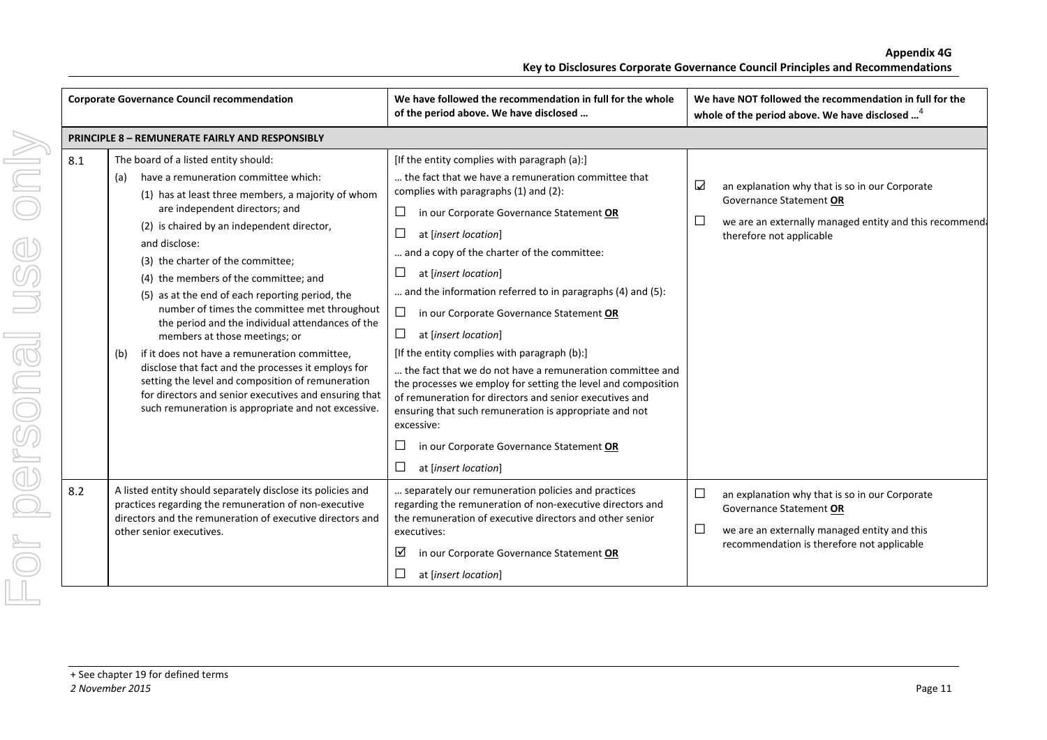| Corporate Governance Council recommendation | | We have followed the recommendation in full for the whole of the period above. We have disclosed … | We have NOT followed the recommendation in full for the whole of the period above. We have disclosed …[4] |
|---|---|---|---|
| **PRINCIPLE 8 – REMUNERATE FAIRLY AND RESPONSIBLY** | | | |
| 8.1 | The board of a listed entity should:<br>(a) have a remuneration committee which:<br>(1) has at least three members, a majority of whom are independent directors; and<br>(2) is chaired by an independent director,<br>and disclose:<br>(3) the charter of the committee;<br>(4) the members of the committee; and<br>(5) as at the end of each reporting period, the number of times the committee met throughout the period and the individual attendances of the members at those meetings; or<br>(b) if it does not have a remuneration committee, disclose that fact and the processes it employs for setting the level and composition of remuneration for directors and senior executives and ensuring that such remuneration is appropriate and not excessive. | [If the entity complies with paragraph (a):]<br>… the fact that we have a remuneration committee that complies with paragraphs (1) and (2):<br>☐ in our Corporate Governance Statement **OR**<br>☐ at [*insert location*]<br>… and a copy of the charter of the committee:<br>☐ at [*insert location*]<br>… and the information referred to in paragraphs (4) and (5):<br>☐ in our Corporate Governance Statement **OR**<br>☐ at [*insert location*]<br>[If the entity complies with paragraph (b):]<br>… the fact that we do not have a remuneration committee and the processes we employ for setting the level and composition of remuneration for directors and senior executives and ensuring that such remuneration is appropriate and not excessive:<br>☐ in our Corporate Governance Statement **OR**<br>☐ at [*insert location*] | ☑ an explanation why that is so in our Corporate Governance Statement **OR**<br>☐ we are an externally managed entity and this recommendation is therefore not applicable |
| 8.2 | A listed entity should separately disclose its policies and practices regarding the remuneration of non-executive directors and the remuneration of executive directors and other senior executives. | … separately our remuneration policies and practices regarding the remuneration of non-executive directors and the remuneration of executive directors and other senior executives:<br>☑ in our Corporate Governance Statement **OR**<br>☐ at [*insert location*] | ☐ an explanation why that is so in our Corporate Governance Statement **OR**<br>☐ we are an externally managed entity and this recommendation is therefore not applicable |

+ See chapter 19 for defined terms
*2 November 2015*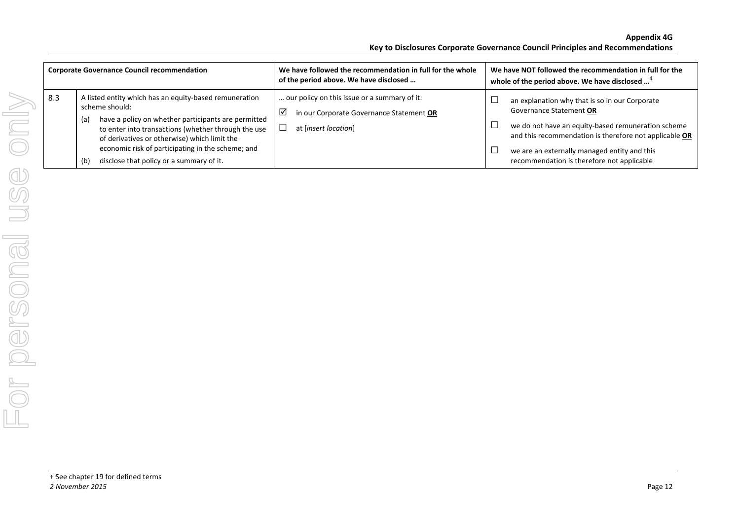| Corporate Governance Council recommendation | | We have followed the recommendation in full for the whole of the period above. We have disclosed … | We have NOT followed the recommendation in full for the whole of the period above. We have disclosed …[4] |
|---|---|---|---|
| 8.3 | A listed entity which has an equity-based remuneration scheme should:<br>(a) have a policy on whether participants are permitted to enter into transactions (whether through the use of derivatives or otherwise) which limit the economic risk of participating in the scheme; and<br>(b) disclose that policy or a summary of it. | … our policy on this issue or a summary of it:<br>☑ in our Corporate Governance Statement **OR**<br>☐ at [*insert location*] | ☐ an explanation why that is so in our Corporate Governance Statement **OR**<br>☐ we do not have an equity-based remuneration scheme and this recommendation is therefore not applicable **OR**<br>☐ we are an externally managed entity and this recommendation is therefore not applicable |

+ See chapter 19 for defined terms
*2 November 2015*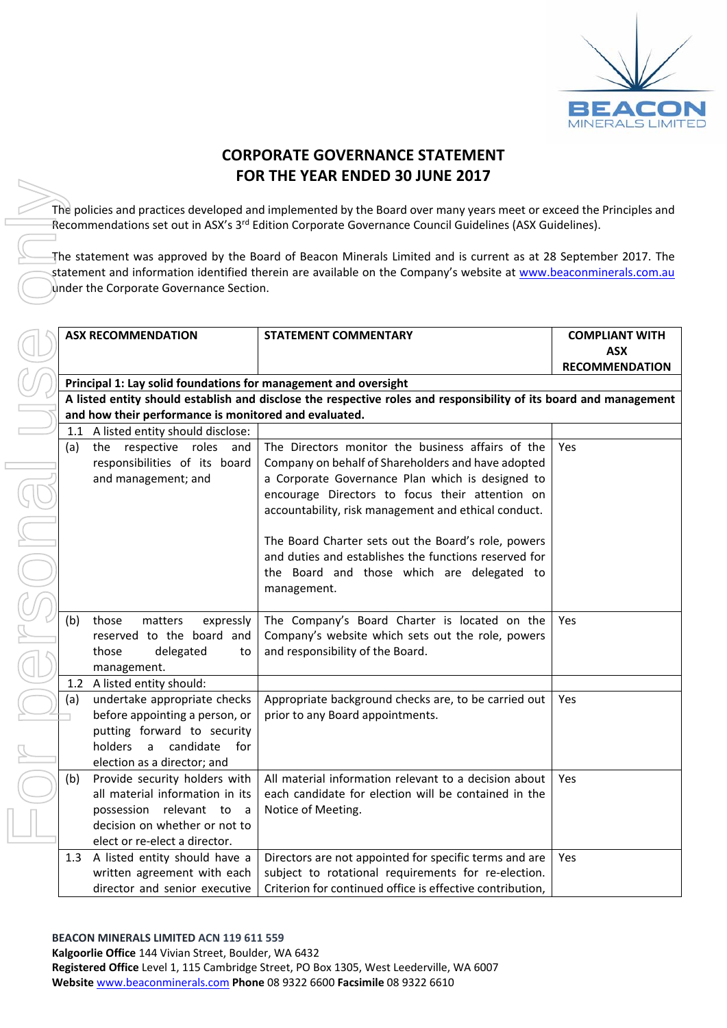# CORPORATE GOVERNANCE STATEMENT
# FOR THE YEAR ENDED 30 JUNE 2017

The policies and practices developed and implemented by the Board over many years meet or exceed the Principles and Recommendations set out in ASX's 3rd Edition Corporate Governance Council Guidelines (ASX Guidelines).

The statement was approved by the Board of Beacon Minerals Limited and is current as at 28 September 2017. The statement and information identified therein are available on the Company's website at www.beaconminerals.com.au under the Corporate Governance Section.

| ASX RECOMMENDATION | STATEMENT COMMENTARY | COMPLIANT WITH ASX RECOMMENDATION |
|---|---|---|
| **Principal 1: Lay solid foundations for management and oversight** | | |
| **A listed entity should establish and disclose the respective roles and responsibility of its board and management and how their performance is monitored and evaluated.** | | |
| 1.1 A listed entity should disclose: | | |
| (a) the respective roles and responsibilities of its board and management; and | The Directors monitor the business affairs of the Company on behalf of Shareholders and have adopted a Corporate Governance Plan which is designed to encourage Directors to focus their attention on accountability, risk management and ethical conduct.<br><br>The Board Charter sets out the Board's role, powers and duties and establishes the functions reserved for the Board and those which are delegated to management. | Yes |
| (b) those matters expressly reserved to the board and those delegated to management. | The Company's Board Charter is located on the Company's website which sets out the role, powers and responsibility of the Board. | Yes |
| 1.2 A listed entity should: | | |
| (a) undertake appropriate checks before appointing a person, or putting forward to security holders a candidate for election as a director; and | Appropriate background checks are, to be carried out prior to any Board appointments. | Yes |
| (b) Provide security holders with all material information in its possession relevant to a decision on whether or not to elect or re-elect a director. | All material information relevant to a decision about each candidate for election will be contained in the Notice of Meeting. | Yes |
| 1.3 A listed entity should have a written agreement with each director and senior executive | Directors are not appointed for specific terms and are subject to rotational requirements for re-election. Criterion for continued office is effective contribution, | Yes |

**BEACON MINERALS LIMITED ACN 119 611 559**
**Kalgoorlie Office** 144 Vivian Street, Boulder, WA 6432
**Registered Office** Level 1, 115 Cambridge Street, PO Box 1305, West Leederville, WA 6007
**Website** www.beaconminerals.com **Phone** 08 9322 6600 **Facsimile** 08 9322 6610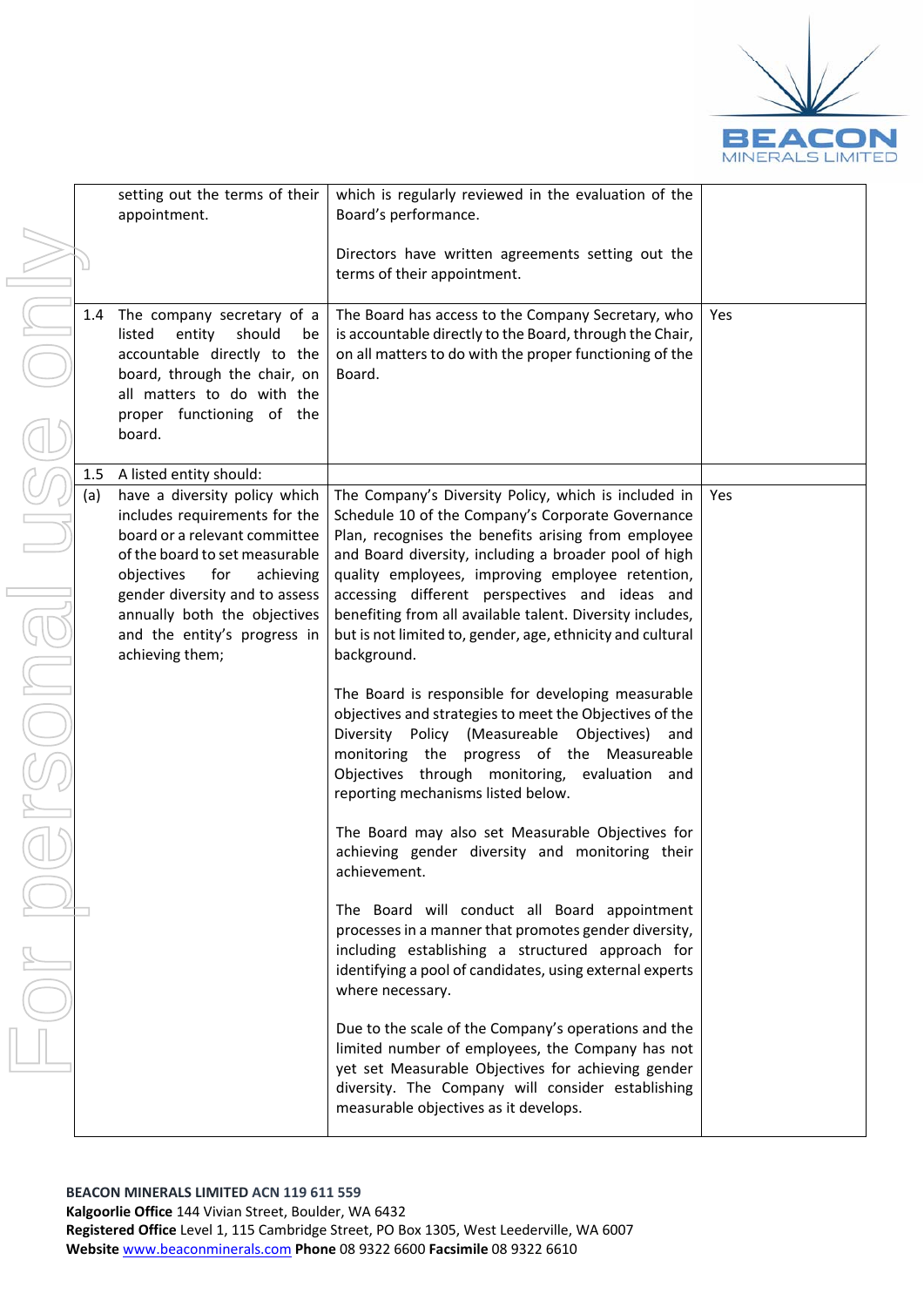| | | | |
|---|---|---|---|
| | setting out the terms of their appointment. | which is regularly reviewed in the evaluation of the Board's performance.<br><br>Directors have written agreements setting out the terms of their appointment. | |
| 1.4 | The company secretary of a listed entity should be accountable directly to the board, through the chair, on all matters to do with the proper functioning of the board. | The Board has access to the Company Secretary, who is accountable directly to the Board, through the Chair, on all matters to do with the proper functioning of the Board. | Yes |
| 1.5 | A listed entity should: | | |
| (a) | have a diversity policy which includes requirements for the board or a relevant committee of the board to set measurable objectives for achieving gender diversity and to assess annually both the objectives and the entity's progress in achieving them; | The Company's Diversity Policy, which is included in Schedule 10 of the Company's Corporate Governance Plan, recognises the benefits arising from employee and Board diversity, including a broader pool of high quality employees, improving employee retention, accessing different perspectives and ideas and benefiting from all available talent. Diversity includes, but is not limited to, gender, age, ethnicity and cultural background.<br><br>The Board is responsible for developing measurable objectives and strategies to meet the Objectives of the Diversity Policy (Measureable Objectives) and monitoring the progress of the Measureable Objectives through monitoring, evaluation and reporting mechanisms listed below.<br><br>The Board may also set Measurable Objectives for achieving gender diversity and monitoring their achievement.<br><br>The Board will conduct all Board appointment processes in a manner that promotes gender diversity, including establishing a structured approach for identifying a pool of candidates, using external experts where necessary.<br><br>Due to the scale of the Company's operations and the limited number of employees, the Company has not yet set Measurable Objectives for achieving gender diversity. The Company will consider establishing measurable objectives as it develops. | Yes |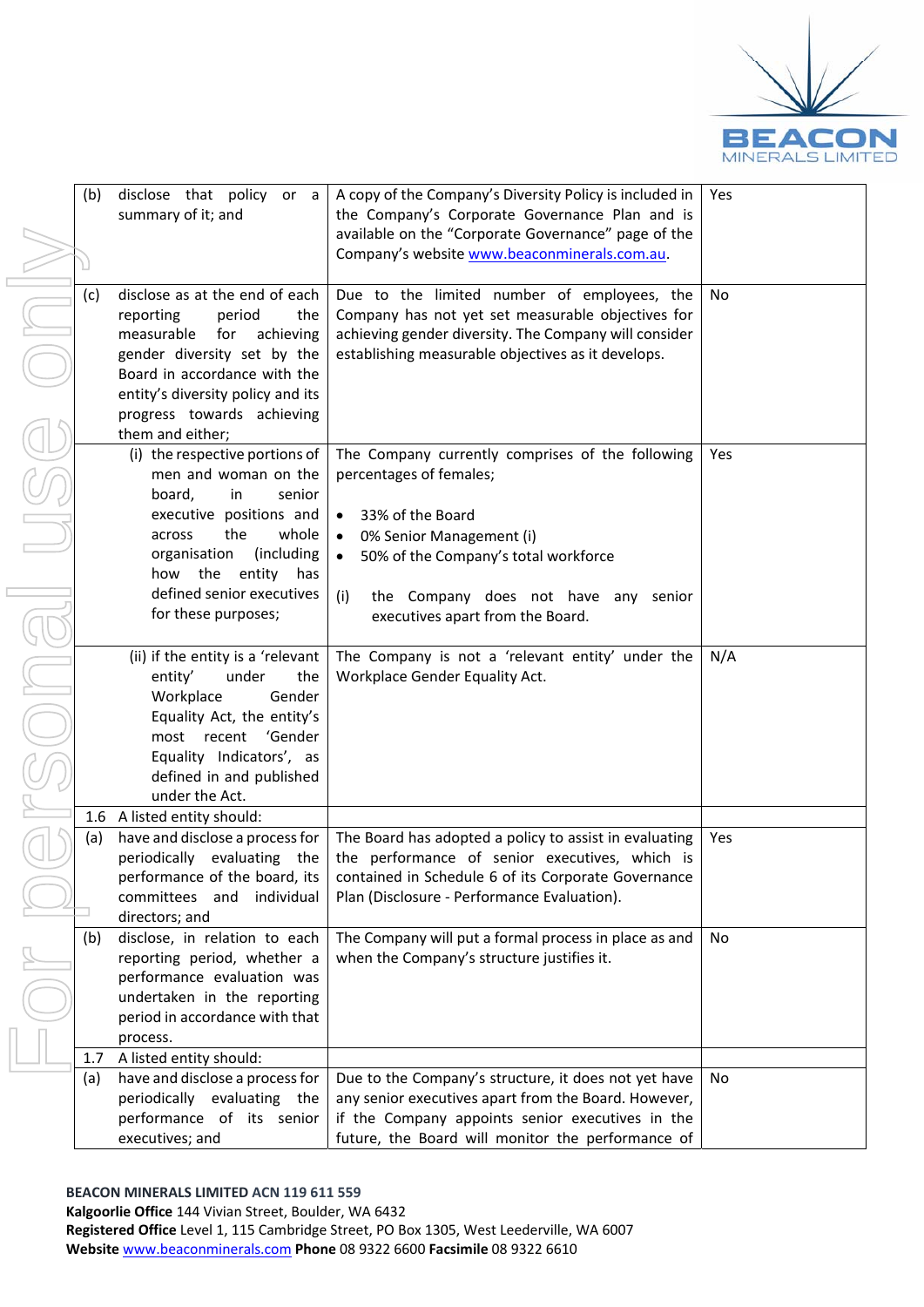| | | | |
|---|---|---|---|
| (b) | disclose that policy or a summary of it; and | A copy of the Company's Diversity Policy is included in the Company's Corporate Governance Plan and is available on the "Corporate Governance" page of the Company's website www.beaconminerals.com.au. | Yes |
| (c) | disclose as at the end of each reporting period the measurable for achieving gender diversity set by the Board in accordance with the entity's diversity policy and its progress towards achieving them and either; | Due to the limited number of employees, the Company has not yet set measurable objectives for achieving gender diversity. The Company will consider establishing measurable objectives as it develops. | No |
| | (i) the respective portions of men and woman on the board, in senior executive positions and across the whole organisation (including how the entity has defined senior executives for these purposes; | The Company currently comprises of the following percentages of females;<br><br>• 33% of the Board<br>• 0% Senior Management (i)<br>• 50% of the Company's total workforce<br><br>(i) the Company does not have any senior executives apart from the Board. | Yes |
| | (ii) if the entity is a 'relevant entity' under the Workplace Gender Equality Act, the entity's most recent 'Gender Equality Indicators', as defined in and published under the Act. | The Company is not a 'relevant entity' under the Workplace Gender Equality Act. | N/A |
| 1.6 | A listed entity should: | | |
| (a) | have and disclose a process for periodically evaluating the performance of the board, its committees and individual directors; and | The Board has adopted a policy to assist in evaluating the performance of senior executives, which is contained in Schedule 6 of its Corporate Governance Plan (Disclosure - Performance Evaluation). | Yes |
| (b) | disclose, in relation to each reporting period, whether a performance evaluation was undertaken in the reporting period in accordance with that process. | The Company will put a formal process in place as and when the Company's structure justifies it. | No |
| 1.7 | A listed entity should: | | |
| (a) | have and disclose a process for periodically evaluating the performance of its senior executives; and | Due to the Company's structure, it does not yet have any senior executives apart from the Board. However, if the Company appoints senior executives in the future, the Board will monitor the performance of | No |

**BEACON MINERALS LIMITED ACN 119 611 559**
**Kalgoorlie Office** 144 Vivian Street, Boulder, WA 6432
**Registered Office** Level 1, 115 Cambridge Street, PO Box 1305, West Leederville, WA 6007
**Website** www.beaconminerals.com **Phone** 08 9322 6600 **Facsimile** 08 9322 6610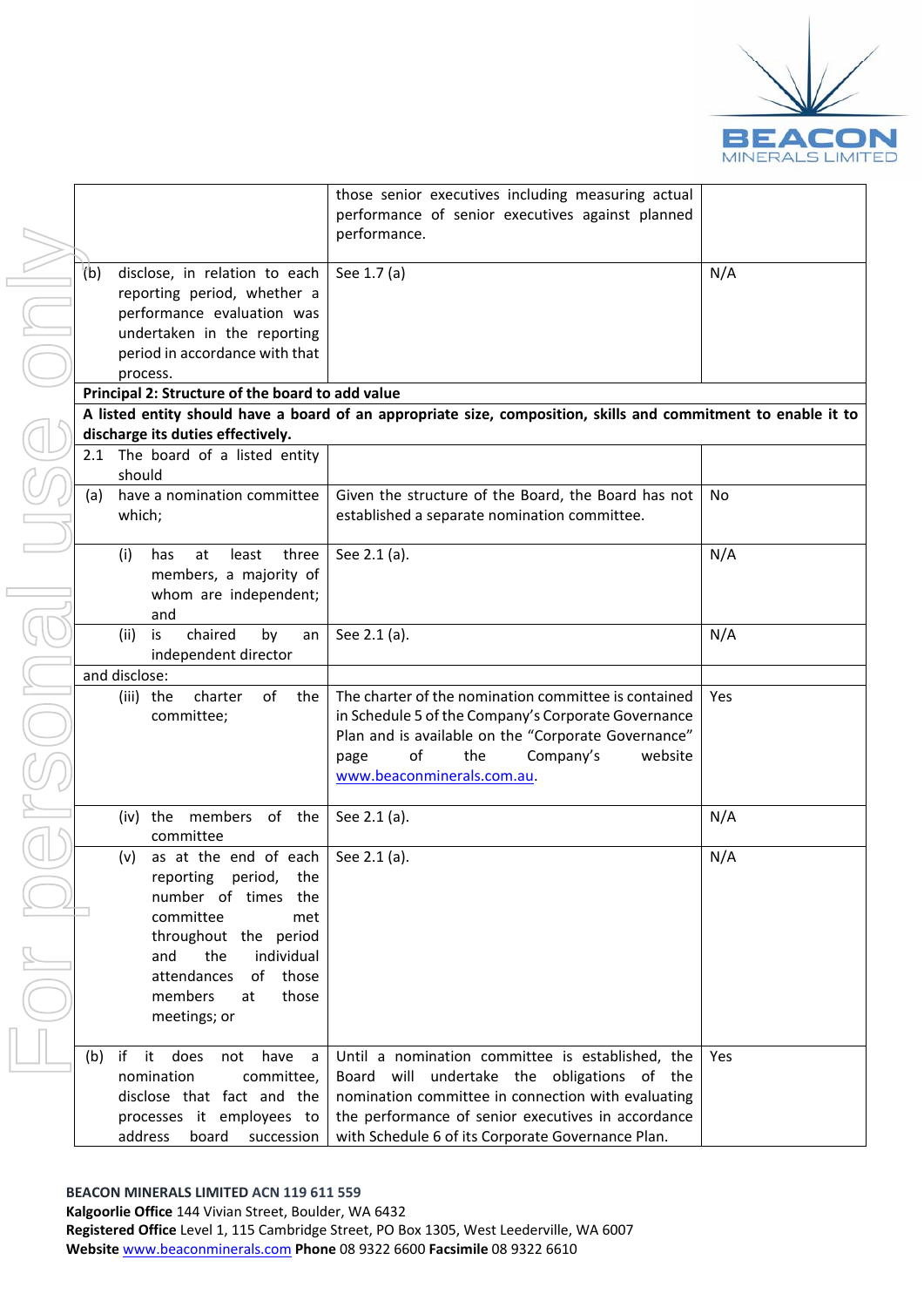| | | |
|---|---|---|
| | those senior executives including measuring actual performance of senior executives against planned performance. | |
| (b) disclose, in relation to each reporting period, whether a performance evaluation was undertaken in the reporting period in accordance with that process. | See 1.7 (a) | N/A |
| **Principal 2: Structure of the board to add value** | | |
| **A listed entity should have a board of an appropriate size, composition, skills and commitment to enable it to discharge its duties effectively.** | | |
| 2.1 The board of a listed entity should | | |
| (a) have a nomination committee which; | Given the structure of the Board, the Board has not established a separate nomination committee. | No |
| (i) has at least three members, a majority of whom are independent; and | See 2.1 (a). | N/A |
| (ii) is chaired by an independent director | See 2.1 (a). | N/A |
| and disclose: | | |
| (iii) the charter of the committee; | The charter of the nomination committee is contained in Schedule 5 of the Company's Corporate Governance Plan and is available on the "Corporate Governance" page of the Company's website www.beaconminerals.com.au. | Yes |
| (iv) the members of the committee | See 2.1 (a). | N/A |
| (v) as at the end of each reporting period, the number of times the committee met throughout the period and the individual attendances of those members at those meetings; or | See 2.1 (a). | N/A |
| (b) if it does not have a nomination committee, disclose that fact and the processes it employees to address board succession | Until a nomination committee is established, the Board will undertake the obligations of the nomination committee in connection with evaluating the performance of senior executives in accordance with Schedule 6 of its Corporate Governance Plan. | Yes |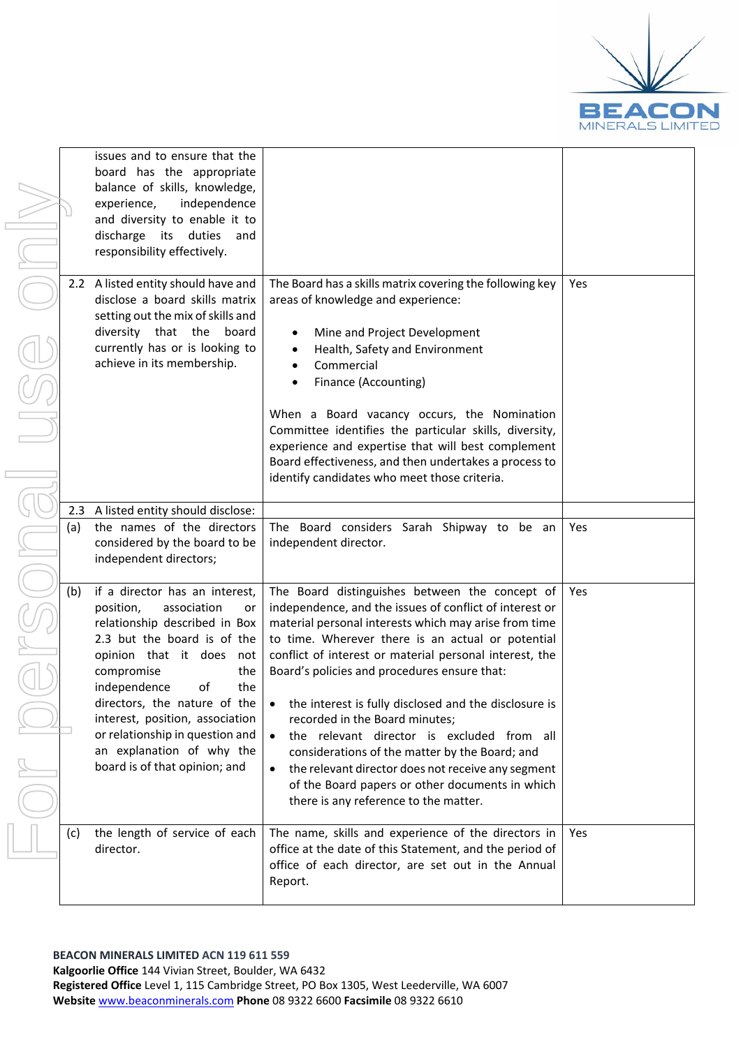| Recommendation | Disclosure | Comply |
|---|---|---|
| issues and to ensure that the board has the appropriate balance of skills, knowledge, experience, independence and diversity to enable it to discharge its duties and responsibility effectively. | | |
| 2.2 A listed entity should have and disclose a board skills matrix setting out the mix of skills and diversity that the board currently has or is looking to achieve in its membership. | The Board has a skills matrix covering the following key areas of knowledge and experience:<br><br>• Mine and Project Development<br>• Health, Safety and Environment<br>• Commercial<br>• Finance (Accounting)<br><br>When a Board vacancy occurs, the Nomination Committee identifies the particular skills, diversity, experience and expertise that will best complement Board effectiveness, and then undertakes a process to identify candidates who meet those criteria. | Yes |
| 2.3 A listed entity should disclose: | | |
| (a) the names of the directors considered by the board to be independent directors; | The Board considers Sarah Shipway to be an independent director. | Yes |
| (b) if a director has an interest, position, association or relationship described in Box 2.3 but the board is of the opinion that it does not compromise the independence of the directors, the nature of the interest, position, association or relationship in question and an explanation of why the board is of that opinion; and | The Board distinguishes between the concept of independence, and the issues of conflict of interest or material personal interests which may arise from time to time. Wherever there is an actual or potential conflict of interest or material personal interest, the Board's policies and procedures ensure that:<br><br>• the interest is fully disclosed and the disclosure is recorded in the Board minutes;<br>• the relevant director is excluded from all considerations of the matter by the Board; and<br>• the relevant director does not receive any segment of the Board papers or other documents in which there is any reference to the matter. | Yes |
| (c) the length of service of each director. | The name, skills and experience of the directors in office at the date of this Statement, and the period of office of each director, are set out in the Annual Report. | Yes |

**BEACON MINERALS LIMITED ACN 119 611 559**
**Kalgoorlie Office** 144 Vivian Street, Boulder, WA 6432
**Registered Office** Level 1, 115 Cambridge Street, PO Box 1305, West Leederville, WA 6007
**Website** www.beaconminerals.com **Phone** 08 9322 6600 **Facsimile** 08 9322 6610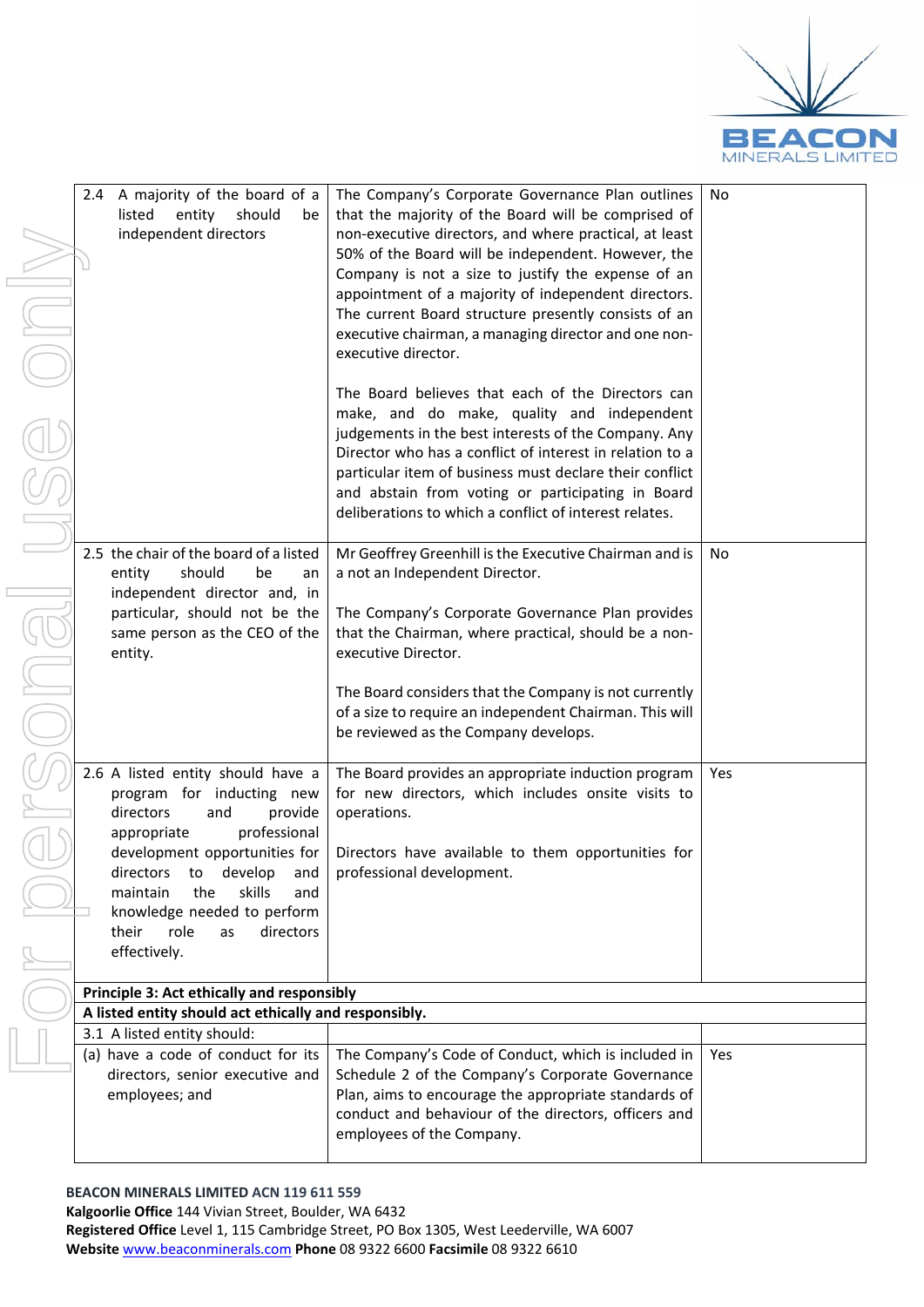| | | |
|---|---|---|
| 2.4 A majority of the board of a listed entity should be independent directors | The Company's Corporate Governance Plan outlines that the majority of the Board will be comprised of non-executive directors, and where practical, at least 50% of the Board will be independent. However, the Company is not a size to justify the expense of an appointment of a majority of independent directors. The current Board structure presently consists of an executive chairman, a managing director and one non-executive director.<br><br>The Board believes that each of the Directors can make, and do make, quality and independent judgements in the best interests of the Company. Any Director who has a conflict of interest in relation to a particular item of business must declare their conflict and abstain from voting or participating in Board deliberations to which a conflict of interest relates. | No |
| 2.5 the chair of the board of a listed entity should be an independent director and, in particular, should not be the same person as the CEO of the entity. | Mr Geoffrey Greenhill is the Executive Chairman and is a not an Independent Director.<br><br>The Company's Corporate Governance Plan provides that the Chairman, where practical, should be a non-executive Director.<br><br>The Board considers that the Company is not currently of a size to require an independent Chairman. This will be reviewed as the Company develops. | No |
| 2.6 A listed entity should have a program for inducting new directors and provide appropriate professional development opportunities for directors to develop and maintain the skills and knowledge needed to perform their role as directors effectively. | The Board provides an appropriate induction program for new directors, which includes onsite visits to operations.<br><br>Directors have available to them opportunities for professional development. | Yes |
| **Principle 3: Act ethically and responsibly** | | |
| **A listed entity should act ethically and responsibly.** | | |
| 3.1 A listed entity should: | | |
| (a) have a code of conduct for its directors, senior executive and employees; and | The Company's Code of Conduct, which is included in Schedule 2 of the Company's Corporate Governance Plan, aims to encourage the appropriate standards of conduct and behaviour of the directors, officers and employees of the Company. | Yes |

**BEACON MINERALS LIMITED ACN 119 611 559**
**Kalgoorlie Office** 144 Vivian Street, Boulder, WA 6432
**Registered Office** Level 1, 115 Cambridge Street, PO Box 1305, West Leederville, WA 6007
**Website** www.beaconminerals.com **Phone** 08 9322 6600 **Facsimile** 08 9322 6610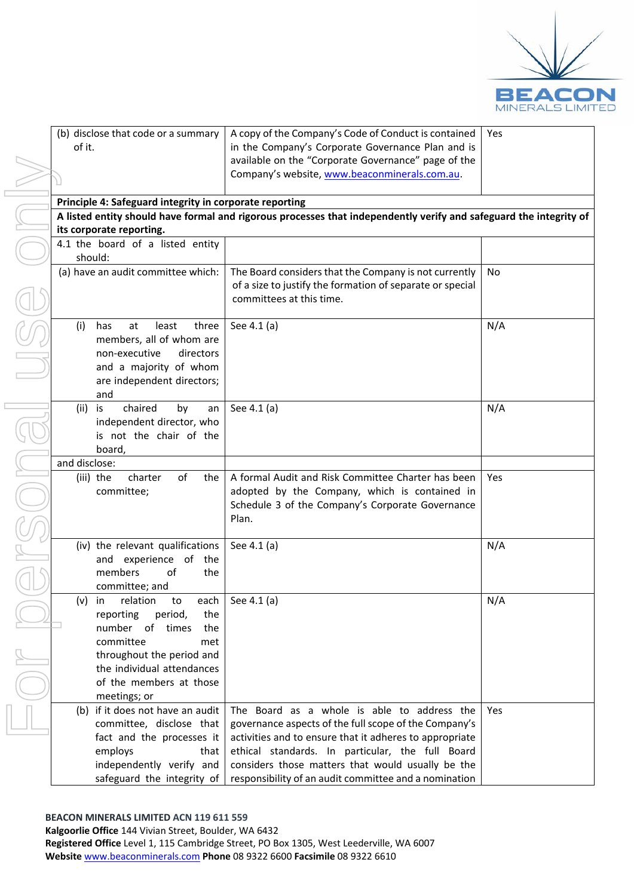| | | |
|---|---|---|
| (b) disclose that code or a summary of it. | A copy of the Company's Code of Conduct is contained in the Company's Corporate Governance Plan and is available on the "Corporate Governance" page of the Company's website, www.beaconminerals.com.au. | Yes |
| **Principle 4: Safeguard integrity in corporate reporting** | | |
| **A listed entity should have formal and rigorous processes that independently verify and safeguard the integrity of its corporate reporting.** | | |
| 4.1 the board of a listed entity should: | | |
| (a) have an audit committee which: | The Board considers that the Company is not currently of a size to justify the formation of separate or special committees at this time. | No |
| (i) has at least three members, all of whom are non-executive directors and a majority of whom are independent directors; and | See 4.1 (a) | N/A |
| (ii) is chaired by an independent director, who is not the chair of the board, | See 4.1 (a) | N/A |
| and disclose: | | |
| (iii) the charter of the committee; | A formal Audit and Risk Committee Charter has been adopted by the Company, which is contained in Schedule 3 of the Company's Corporate Governance Plan. | Yes |
| (iv) the relevant qualifications and experience of the members of the committee; and | See 4.1 (a) | N/A |
| (v) in relation to each reporting period, the number of times the committee met throughout the period and the individual attendances of the members at those meetings; or | See 4.1 (a) | N/A |
| (b) if it does not have an audit committee, disclose that fact and the processes it employs that independently verify and safeguard the integrity of | The Board as a whole is able to address the governance aspects of the full scope of the Company's activities and to ensure that it adheres to appropriate ethical standards. In particular, the full Board considers those matters that would usually be the responsibility of an audit committee and a nomination | Yes |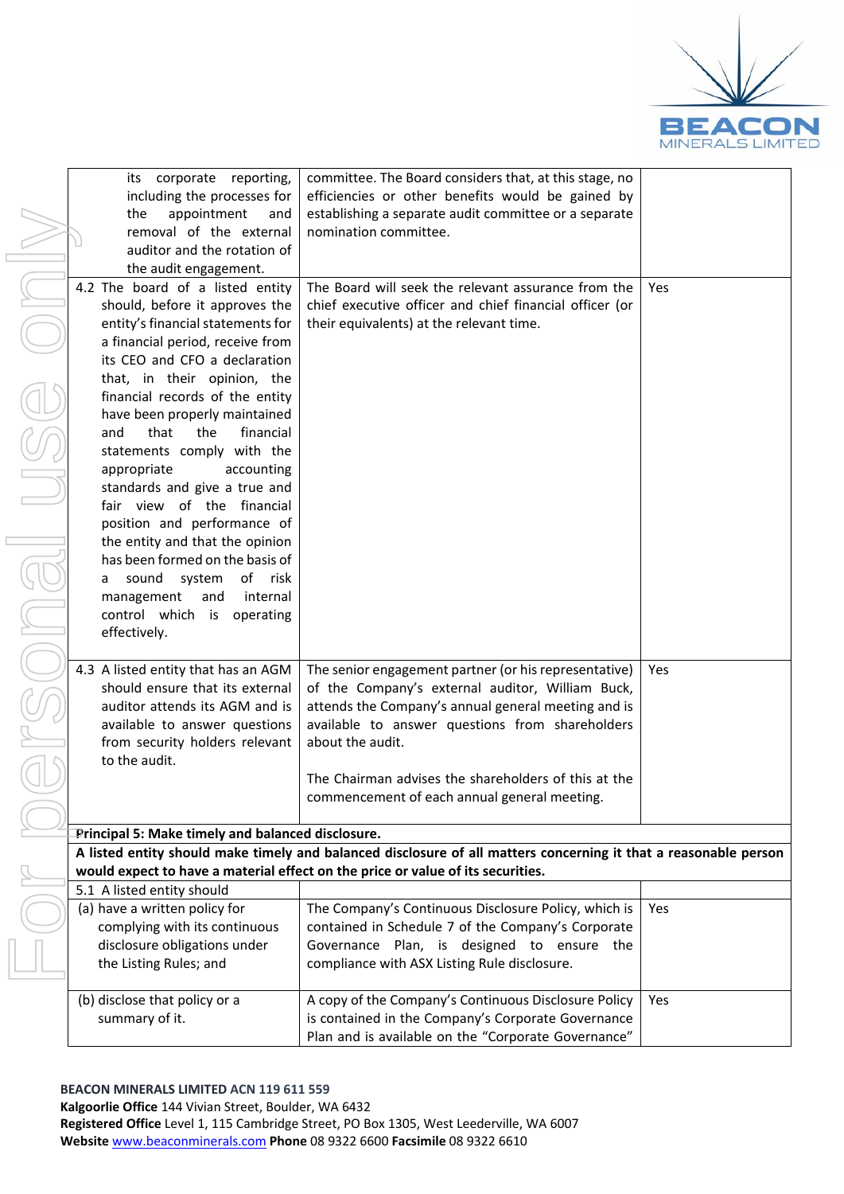| | | |
|---|---|---|
| its corporate reporting, including the processes for the appointment and removal of the external auditor and the rotation of the audit engagement. | committee. The Board considers that, at this stage, no efficiencies or other benefits would be gained by establishing a separate audit committee or a separate nomination committee. | |
| 4.2 The board of a listed entity should, before it approves the entity's financial statements for a financial period, receive from its CEO and CFO a declaration that, in their opinion, the financial records of the entity have been properly maintained and that the financial statements comply with the appropriate accounting standards and give a true and fair view of the financial position and performance of the entity and that the opinion has been formed on the basis of a sound system of risk management and internal control which is operating effectively. | The Board will seek the relevant assurance from the chief executive officer and chief financial officer (or their equivalents) at the relevant time. | Yes |
| 4.3 A listed entity that has an AGM should ensure that its external auditor attends its AGM and is available to answer questions from security holders relevant to the audit. | The senior engagement partner (or his representative) of the Company's external auditor, William Buck, attends the Company's annual general meeting and is available to answer questions from shareholders about the audit.<br><br>The Chairman advises the shareholders of this at the commencement of each annual general meeting. | Yes |
| **Principal 5: Make timely and balanced disclosure.** | | |
| **A listed entity should make timely and balanced disclosure of all matters concerning it that a reasonable person would expect to have a material effect on the price or value of its securities.** | | |
| 5.1 A listed entity should | | |
| (a) have a written policy for complying with its continuous disclosure obligations under the Listing Rules; and | The Company's Continuous Disclosure Policy, which is contained in Schedule 7 of the Company's Corporate Governance Plan, is designed to ensure the compliance with ASX Listing Rule disclosure. | Yes |
| (b) disclose that policy or a summary of it. | A copy of the Company's Continuous Disclosure Policy is contained in the Company's Corporate Governance Plan and is available on the "Corporate Governance" | Yes |

**BEACON MINERALS LIMITED ACN 119 611 559**
**Kalgoorlie Office** 144 Vivian Street, Boulder, WA 6432
**Registered Office** Level 1, 115 Cambridge Street, PO Box 1305, West Leederville, WA 6007
**Website** www.beaconminerals.com **Phone** 08 9322 6600 **Facsimile** 08 9322 6610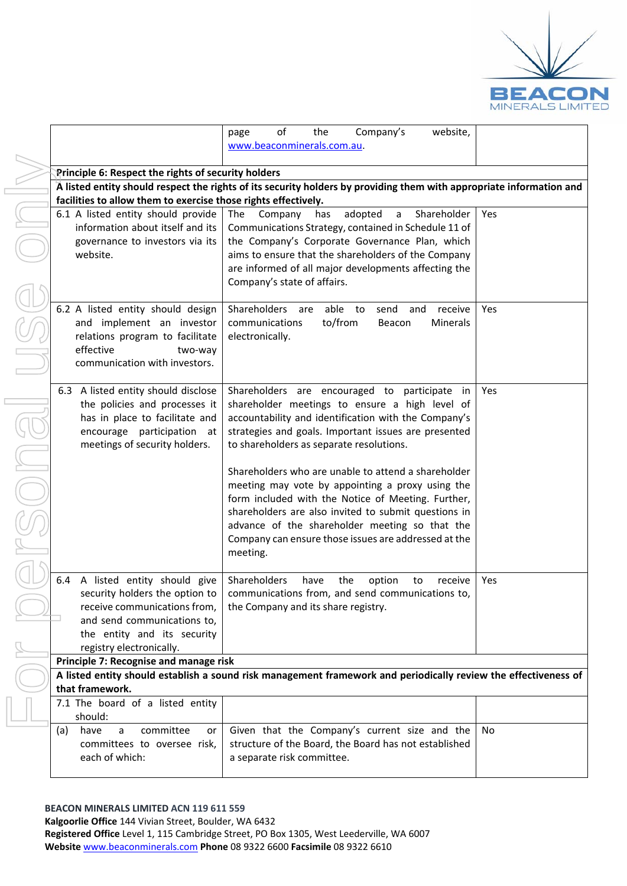| | | |
|---|---|---|
| | page of the Company's website, www.beaconminerals.com.au. | |
| **Principle 6: Respect the rights of security holders** | | |
| **A listed entity should respect the rights of its security holders by providing them with appropriate information and facilities to allow them to exercise those rights effectively.** | | |
| 6.1 A listed entity should provide information about itself and its governance to investors via its website. | The Company has adopted a Shareholder Communications Strategy, contained in Schedule 11 of the Company's Corporate Governance Plan, which aims to ensure that the shareholders of the Company are informed of all major developments affecting the Company's state of affairs. | Yes |
| 6.2 A listed entity should design and implement an investor relations program to facilitate effective two-way communication with investors. | Shareholders are able to send and receive communications to/from Beacon Minerals electronically. | Yes |
| 6.3 A listed entity should disclose the policies and processes it has in place to facilitate and encourage participation at meetings of security holders. | Shareholders are encouraged to participate in shareholder meetings to ensure a high level of accountability and identification with the Company's strategies and goals. Important issues are presented to shareholders as separate resolutions.<br><br>Shareholders who are unable to attend a shareholder meeting may vote by appointing a proxy using the form included with the Notice of Meeting. Further, shareholders are also invited to submit questions in advance of the shareholder meeting so that the Company can ensure those issues are addressed at the meeting. | Yes |
| 6.4 A listed entity should give security holders the option to receive communications from, and send communications to, the entity and its security registry electronically. | Shareholders have the option to receive communications from, and send communications to, the Company and its share registry. | Yes |
| **Principle 7: Recognise and manage risk** | | |
| **A listed entity should establish a sound risk management framework and periodically review the effectiveness of that framework.** | | |
| 7.1 The board of a listed entity should: | | |
| (a) have a committee or committees to oversee risk, each of which: | Given that the Company's current size and the structure of the Board, the Board has not established a separate risk committee. | No |

**BEACON MINERALS LIMITED ACN 119 611 559**
**Kalgoorlie Office** 144 Vivian Street, Boulder, WA 6432
**Registered Office** Level 1, 115 Cambridge Street, PO Box 1305, West Leederville, WA 6007
**Website** www.beaconminerals.com **Phone** 08 9322 6600 **Facsimile** 08 9322 6610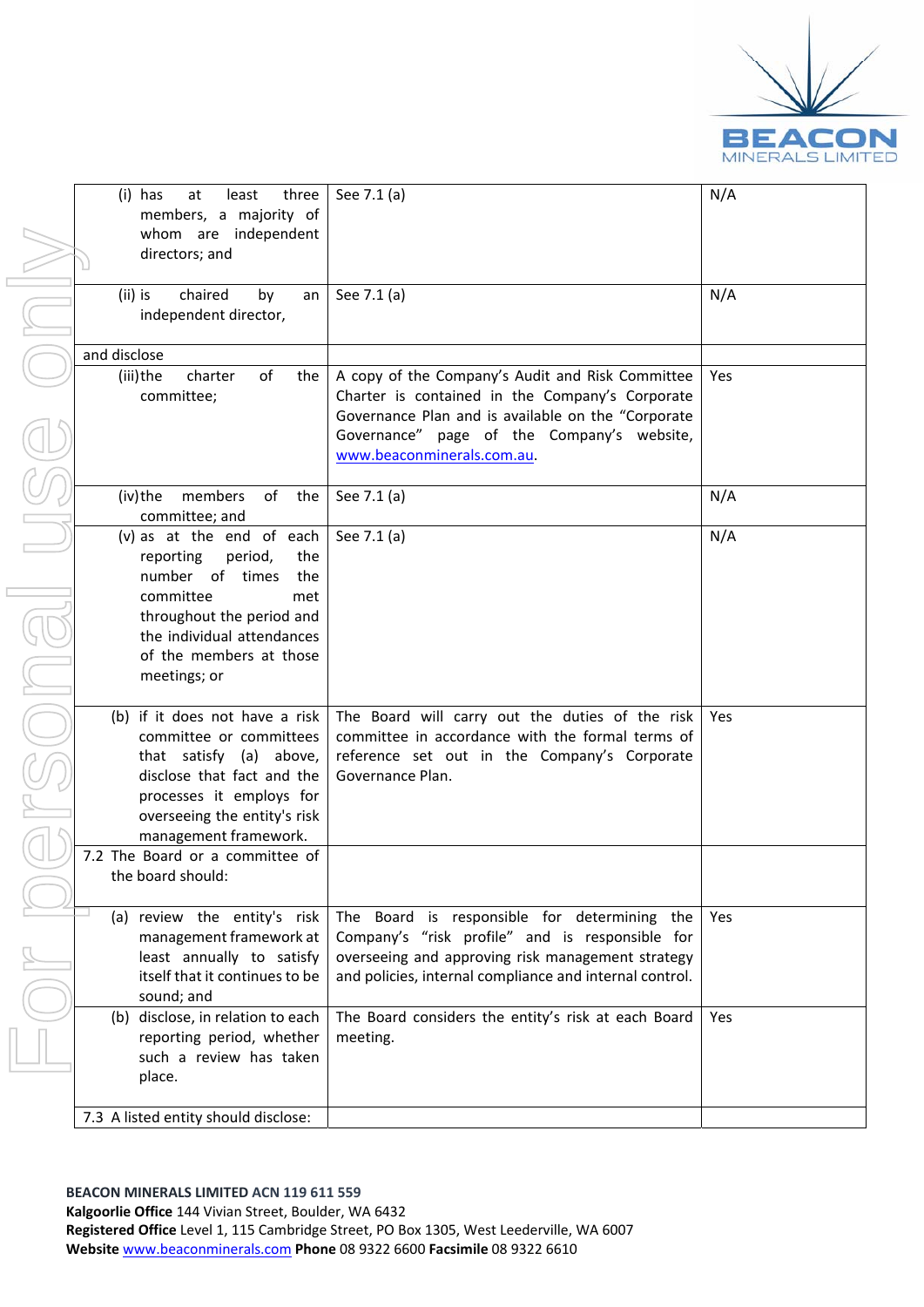| | | |
|---|---|---|
| (i) has at least three members, a majority of whom are independent directors; and | See 7.1 (a) | N/A |
| (ii) is chaired by an independent director, | See 7.1 (a) | N/A |
| and disclose | | |
| (iii) the charter of the committee; | A copy of the Company's Audit and Risk Committee Charter is contained in the Company's Corporate Governance Plan and is available on the "Corporate Governance" page of the Company's website, www.beaconminerals.com.au. | Yes |
| (iv) the members of the committee; and | See 7.1 (a) | N/A |
| (v) as at the end of each reporting period, the number of times the committee met throughout the period and the individual attendances of the members at those meetings; or | See 7.1 (a) | N/A |
| (b) if it does not have a risk committee or committees that satisfy (a) above, disclose that fact and the processes it employs for overseeing the entity's risk management framework. | The Board will carry out the duties of the risk committee in accordance with the formal terms of reference set out in the Company's Corporate Governance Plan. | Yes |
| 7.2 The Board or a committee of the board should: | | |
| (a) review the entity's risk management framework at least annually to satisfy itself that it continues to be sound; and | The Board is responsible for determining the Company's "risk profile" and is responsible for overseeing and approving risk management strategy and policies, internal compliance and internal control. | Yes |
| (b) disclose, in relation to each reporting period, whether such a review has taken place. | The Board considers the entity's risk at each Board meeting. | Yes |
| 7.3 A listed entity should disclose: | | |

**BEACON MINERALS LIMITED ACN 119 611 559**
**Kalgoorlie Office** 144 Vivian Street, Boulder, WA 6432
**Registered Office** Level 1, 115 Cambridge Street, PO Box 1305, West Leederville, WA 6007
**Website** www.beaconminerals.com **Phone** 08 9322 6600 **Facsimile** 08 9322 6610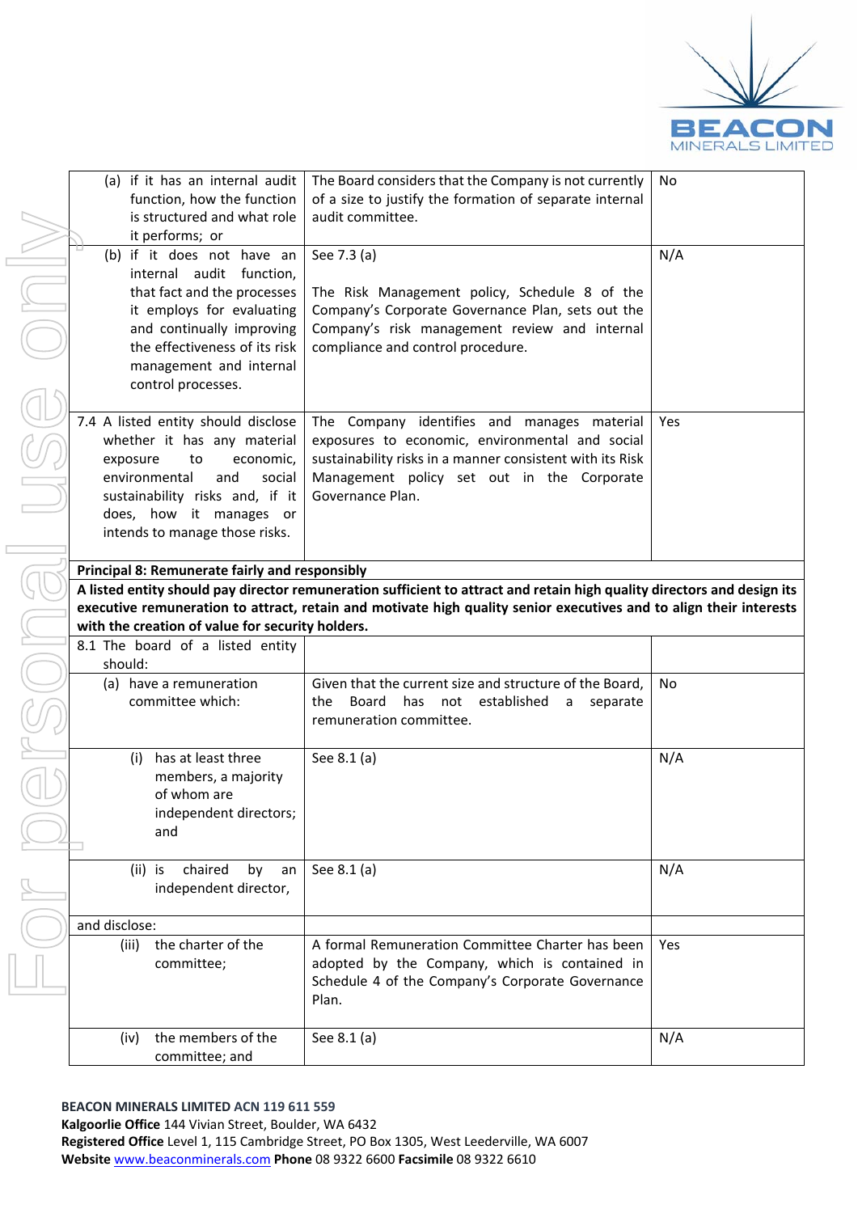| | | |
|---|---|---|
| (a) if it has an internal audit function, how the function is structured and what role it performs; or | The Board considers that the Company is not currently of a size to justify the formation of separate internal audit committee. | No |
| (b) if it does not have an internal audit function, that fact and the processes it employs for evaluating and continually improving the effectiveness of its risk management and internal control processes. | See 7.3 (a)<br><br>The Risk Management policy, Schedule 8 of the Company's Corporate Governance Plan, sets out the Company's risk management review and internal compliance and control procedure. | N/A |
| 7.4 A listed entity should disclose whether it has any material exposure to economic, environmental and social sustainability risks and, if it does, how it manages or intends to manage those risks. | The Company identifies and manages material exposures to economic, environmental and social sustainability risks in a manner consistent with its Risk Management policy set out in the Corporate Governance Plan. | Yes |
| **Principal 8: Remunerate fairly and responsibly** | | |
| **A listed entity should pay director remuneration sufficient to attract and retain high quality directors and design its executive remuneration to attract, retain and motivate high quality senior executives and to align their interests with the creation of value for security holders.** | | |
| 8.1 The board of a listed entity should: | | |
| (a) have a remuneration committee which: | Given that the current size and structure of the Board, the Board has not established a separate remuneration committee. | No |
| (i) has at least three members, a majority of whom are independent directors; and | See 8.1 (a) | N/A |
| (ii) is chaired by an independent director, | See 8.1 (a) | N/A |
| and disclose: | | |
| (iii) the charter of the committee; | A formal Remuneration Committee Charter has been adopted by the Company, which is contained in Schedule 4 of the Company's Corporate Governance Plan. | Yes |
| (iv) the members of the committee; and | See 8.1 (a) | N/A |

**BEACON MINERALS LIMITED ACN 119 611 559**
**Kalgoorlie Office** 144 Vivian Street, Boulder, WA 6432
**Registered Office** Level 1, 115 Cambridge Street, PO Box 1305, West Leederville, WA 6007
**Website** www.beaconminerals.com **Phone** 08 9322 6600 **Facsimile** 08 9322 6610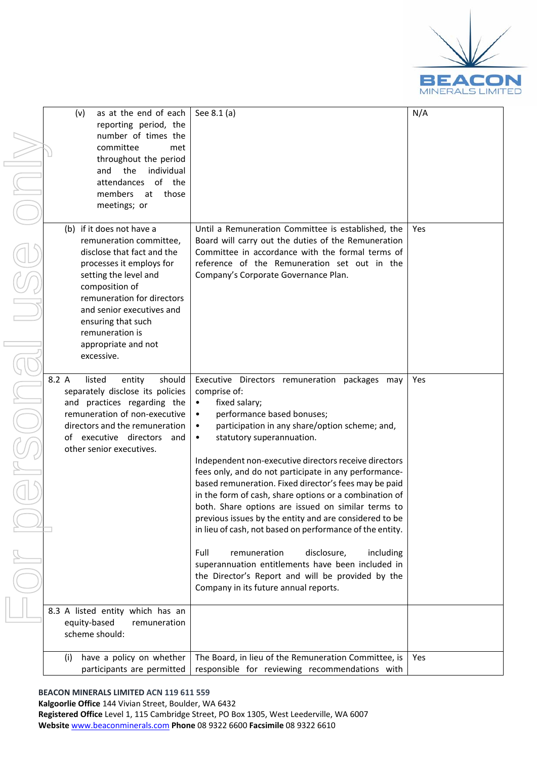| | | |
|---|---|---|
| (v) as at the end of each reporting period, the number of times the committee met throughout the period and the individual attendances of the members at those meetings; or | See 8.1 (a) | N/A |
| (b) if it does not have a remuneration committee, disclose that fact and the processes it employs for setting the level and composition of remuneration for directors and senior executives and ensuring that such remuneration is appropriate and not excessive. | Until a Remuneration Committee is established, the Board will carry out the duties of the Remuneration Committee in accordance with the formal terms of reference of the Remuneration set out in the Company's Corporate Governance Plan. | Yes |
| 8.2 A listed entity should separately disclose its policies and practices regarding the remuneration of non-executive directors and the remuneration of executive directors and other senior executives. | Executive Directors remuneration packages may comprise of:<br>• fixed salary;<br>• performance based bonuses;<br>• participation in any share/option scheme; and,<br>• statutory superannuation.<br><br>Independent non-executive directors receive directors fees only, and do not participate in any performance-based remuneration. Fixed director's fees may be paid in the form of cash, share options or a combination of both. Share options are issued on similar terms to previous issues by the entity and are considered to be in lieu of cash, not based on performance of the entity.<br><br>Full remuneration disclosure, including superannuation entitlements have been included in the Director's Report and will be provided by the Company in its future annual reports. | Yes |
| 8.3 A listed entity which has an equity-based remuneration scheme should: | | |
| (i) have a policy on whether participants are permitted | The Board, in lieu of the Remuneration Committee, is responsible for reviewing recommendations with | Yes |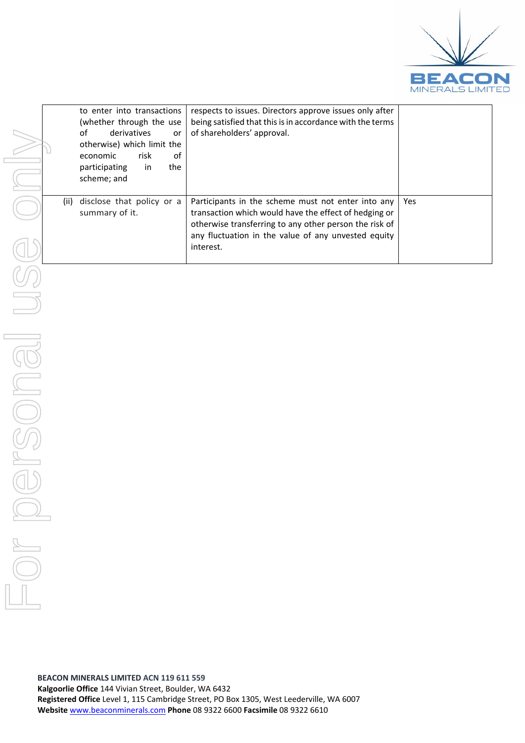| | | | |
|---|---|---|---|
| | to enter into transactions (whether through the use of derivatives or otherwise) which limit the economic risk of participating in the scheme; and | respects to issues. Directors approve issues only after being satisfied that this is in accordance with the terms of shareholders' approval. | |
| (ii) | disclose that policy or a summary of it. | Participants in the scheme must not enter into any transaction which would have the effect of hedging or otherwise transferring to any other person the risk of any fluctuation in the value of any unvested equity interest. | Yes |

**BEACON MINERALS LIMITED ACN 119 611 559**
**Kalgoorlie Office** 144 Vivian Street, Boulder, WA 6432
**Registered Office** Level 1, 115 Cambridge Street, PO Box 1305, West Leederville, WA 6007
**Website** www.beaconminerals.com **Phone** 08 9322 6600 **Facsimile** 08 9322 6610